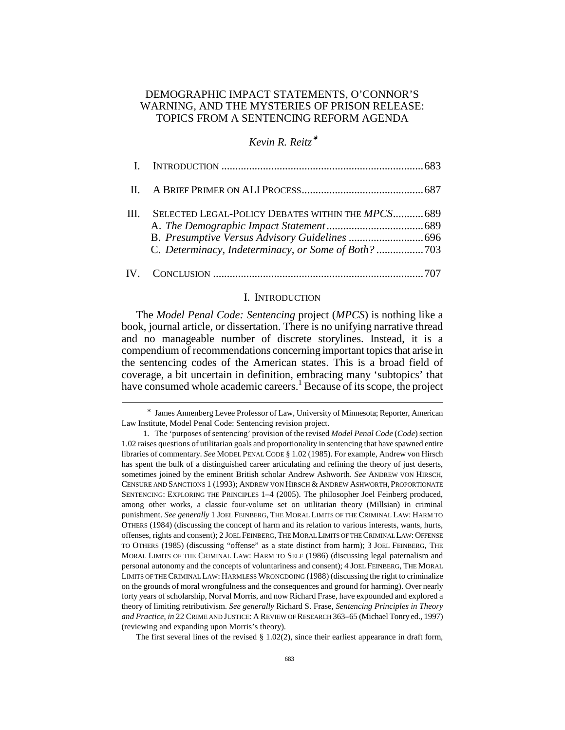# DEMOGRAPHIC IMPACT STATEMENTS, O'CONNOR'S WARNING, AND THE MYSTERIES OF PRISON RELEASE: TOPICS FROM A SENTENCING REFORM AGENDA

*Kevin R. Reitz*[*]

| | | |
|---|---|---|
| I. | INTRODUCTION | 683 |
| II. | A BRIEF PRIMER ON ALI PROCESS | 687 |
| III. | SELECTED LEGAL-POLICY DEBATES WITHIN THE *MPCS* | 689 |
| | A. *The Demographic Impact Statement* | 689 |
| | B. *Presumptive Versus Advisory Guidelines* | 696 |
| | C. *Determinacy, Indeterminacy, or Some of Both?* | 703 |
| IV. | CONCLUSION | 707 |

## I. INTRODUCTION

The *Model Penal Code: Sentencing* project (*MPCS*) is nothing like a book, journal article, or dissertation. There is no unifying narrative thread and no manageable number of discrete storylines. Instead, it is a compendium of recommendations concerning important topics that arise in the sentencing codes of the American states. This is a broad field of coverage, a bit uncertain in definition, embracing many 'subtopics' that have consumed whole academic careers.[1] Because of its scope, the project

---

[*] James Annenberg Levee Professor of Law, University of Minnesota; Reporter, American Law Institute, Model Penal Code: Sentencing revision project.

[1]. The 'purposes of sentencing' provision of the revised *Model Penal Code* (*Code*) section 1.02 raises questions of utilitarian goals and proportionality in sentencing that have spawned entire libraries of commentary. *See* MODEL PENAL CODE § 1.02 (1985). For example, Andrew von Hirsch has spent the bulk of a distinguished career articulating and refining the theory of just deserts, sometimes joined by the eminent British scholar Andrew Ashworth. *See* ANDREW VON HIRSCH, CENSURE AND SANCTIONS 1 (1993); ANDREW VON HIRSCH & ANDREW ASHWORTH, PROPORTIONATE SENTENCING: EXPLORING THE PRINCIPLES 1–4 (2005). The philosopher Joel Feinberg produced, among other works, a classic four-volume set on utilitarian theory (Millsian) in criminal punishment. *See generally* 1 JOEL FEINBERG, THE MORAL LIMITS OF THE CRIMINAL LAW: HARM TO OTHERS (1984) (discussing the concept of harm and its relation to various interests, wants, hurts, offenses, rights and consent); 2 JOEL FEINBERG, THE MORAL LIMITS OF THE CRIMINAL LAW: OFFENSE TO OTHERS (1985) (discussing "offense" as a state distinct from harm); 3 JOEL FEINBERG, THE MORAL LIMITS OF THE CRIMINAL LAW: HARM TO SELF (1986) (discussing legal paternalism and personal autonomy and the concepts of voluntariness and consent); 4 JOEL FEINBERG, THE MORAL LIMITS OF THE CRIMINAL LAW: HARMLESS WRONGDOING (1988) (discussing the right to criminalize on the grounds of moral wrongfulness and the consequences and ground for harming). Over nearly forty years of scholarship, Norval Morris, and now Richard Frase, have expounded and explored a theory of limiting retributivism. *See generally* Richard S. Frase, *Sentencing Principles in Theory and Practice*, *in* 22 CRIME AND JUSTICE: A REVIEW OF RESEARCH 363–65 (Michael Tonry ed., 1997) (reviewing and expanding upon Morris's theory).

The first several lines of the revised § 1.02(2), since their earliest appearance in draft form,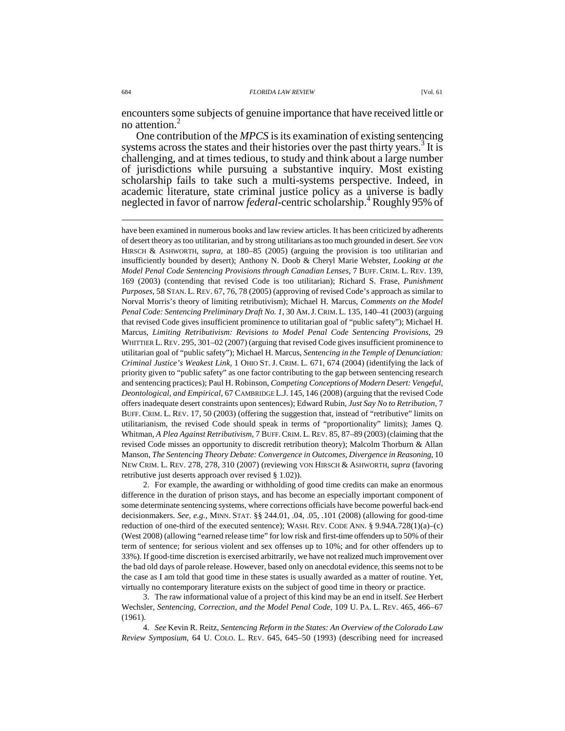encounters some subjects of genuine importance that have received little or no attention.[2]

One contribution of the *MPCS* is its examination of existing sentencing systems across the states and their histories over the past thirty years.[3] It is challenging, and at times tedious, to study and think about a large number of jurisdictions while pursuing a substantive inquiry. Most existing scholarship fails to take such a multi-systems perspective. Indeed, in academic literature, state criminal justice policy as a universe is badly neglected in favor of narrow *federal*-centric scholarship.[4] Roughly 95% of

---

have been examined in numerous books and law review articles. It has been criticized by adherents of desert theory as too utilitarian, and by strong utilitarians as too much grounded in desert. *See* VON HIRSCH & ASHWORTH, *supra*, at 180–85 (2005) (arguing the provision is too utilitarian and insufficiently bounded by desert); Anthony N. Doob & Cheryl Marie Webster, *Looking at the Model Penal Code Sentencing Provisions through Canadian Lenses*, 7 BUFF. CRIM. L. REV. 139, 169 (2003) (contending that revised Code is too utilitarian); Richard S. Frase, *Punishment Purposes*, 58 STAN. L. REV. 67, 76, 78 (2005) (approving of revised Code's approach as similar to Norval Morris's theory of limiting retributivism); Michael H. Marcus, *Comments on the Model Penal Code: Sentencing Preliminary Draft No. 1*, 30 AM. J. CRIM. L. 135, 140–41 (2003) (arguing that revised Code gives insufficient prominence to utilitarian goal of "public safety"); Michael H. Marcus, *Limiting Retributivism: Revisions to Model Penal Code Sentencing Provisions*, 29 WHITTIER L. REV. 295, 301–02 (2007) (arguing that revised Code gives insufficient prominence to utilitarian goal of "public safety"); Michael H. Marcus, *Sentencing in the Temple of Denunciation: Criminal Justice's Weakest Link*, 1 OHIO ST. J. CRIM. L. 671, 674 (2004) (identifying the lack of priority given to "public safety" as one factor contributing to the gap between sentencing research and sentencing practices); Paul H. Robinson, *Competing Conceptions of Modern Desert: Vengeful, Deontological, and Empirical*, 67 CAMBRIDGE L.J. 145, 146 (2008) (arguing that the revised Code offers inadequate desert constraints upon sentences); Edward Rubin, *Just Say No to Retribution*, 7 BUFF. CRIM. L. REV. 17, 50 (2003) (offering the suggestion that, instead of "retributive" limits on utilitarianism, the revised Code should speak in terms of "proportionality" limits); James Q. Whitman, *A Plea Against Retributivism*, 7 BUFF. CRIM. L. REV. 85, 87–89 (2003) (claiming that the revised Code misses an opportunity to discredit retribution theory); Malcolm Thorburn & Allan Manson, *The Sentencing Theory Debate: Convergence in Outcomes, Divergence in Reasoning*, 10 NEW CRIM. L. REV. 278, 278, 310 (2007) (reviewing VON HIRSCH & ASHWORTH, *supra* (favoring retributive just deserts approach over revised § 1.02)).

2. For example, the awarding or withholding of good time credits can make an enormous difference in the duration of prison stays, and has become an especially important component of some determinate sentencing systems, where corrections officials have become powerful back-end decisionmakers. *See, e.g.*, MINN. STAT. §§ 244.01, .04, .05, .101 (2008) (allowing for good-time reduction of one-third of the executed sentence); WASH. REV. CODE ANN. § 9.94A.728(1)(a)–(c) (West 2008) (allowing "earned release time" for low risk and first-time offenders up to 50% of their term of sentence; for serious violent and sex offenses up to 10%; and for other offenders up to 33%). If good-time discretion is exercised arbitrarily, we have not realized much improvement over the bad old days of parole release. However, based only on anecdotal evidence, this seems not to be the case as I am told that good time in these states is usually awarded as a matter of routine. Yet, virtually no contemporary literature exists on the subject of good time in theory or practice.

3. The raw informational value of a project of this kind may be an end in itself. *See* Herbert Wechsler, *Sentencing, Correction, and the Model Penal Code*, 109 U. PA. L. REV. 465, 466–67 (1961).

4. *See* Kevin R. Reitz, *Sentencing Reform in the States: An Overview of the Colorado Law Review Symposium*, 64 U. COLO. L. REV. 645, 645–50 (1993) (describing need for increased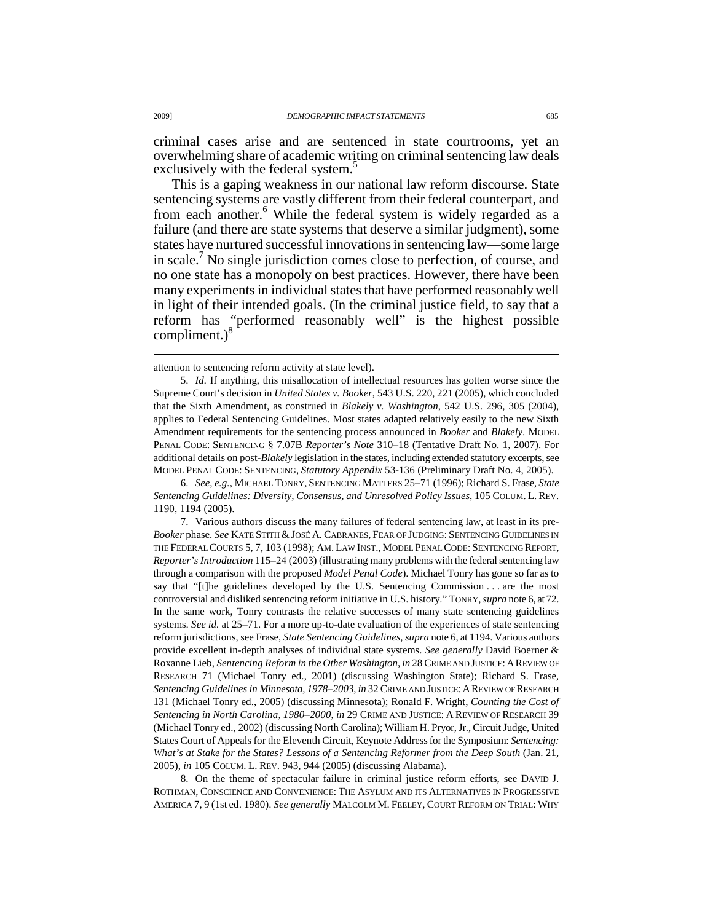criminal cases arise and are sentenced in state courtrooms, yet an overwhelming share of academic writing on criminal sentencing law deals exclusively with the federal system.[5]

This is a gaping weakness in our national law reform discourse. State sentencing systems are vastly different from their federal counterpart, and from each another.[6] While the federal system is widely regarded as a failure (and there are state systems that deserve a similar judgment), some states have nurtured successful innovations in sentencing law—some large in scale.[7] No single jurisdiction comes close to perfection, of course, and no one state has a monopoly on best practices. However, there have been many experiments in individual states that have performed reasonably well in light of their intended goals. (In the criminal justice field, to say that a reform has "performed reasonably well" is the highest possible compliment.)[8]

---

attention to sentencing reform activity at state level).

5. *Id.* If anything, this misallocation of intellectual resources has gotten worse since the Supreme Court's decision in *United States v. Booker*, 543 U.S. 220, 221 (2005), which concluded that the Sixth Amendment, as construed in *Blakely v. Washington*, 542 U.S. 296, 305 (2004), applies to Federal Sentencing Guidelines. Most states adapted relatively easily to the new Sixth Amendment requirements for the sentencing process announced in *Booker* and *Blakely*. MODEL PENAL CODE: SENTENCING § 7.07B *Reporter's Note* 310–18 (Tentative Draft No. 1, 2007). For additional details on post-*Blakely* legislation in the states, including extended statutory excerpts, see MODEL PENAL CODE: SENTENCING, *Statutory Appendix* 53-136 (Preliminary Draft No. 4, 2005).

6. *See, e.g.*, MICHAEL TONRY, SENTENCING MATTERS 25–71 (1996); Richard S. Frase, *State Sentencing Guidelines: Diversity, Consensus, and Unresolved Policy Issues*, 105 COLUM. L. REV. 1190, 1194 (2005).

7. Various authors discuss the many failures of federal sentencing law, at least in its pre-*Booker* phase. *See* KATE STITH & JOSÉ A. CABRANES, FEAR OF JUDGING: SENTENCING GUIDELINES IN THE FEDERAL COURTS 5, 7, 103 (1998); AM. LAW INST., MODEL PENAL CODE: SENTENCING REPORT, *Reporter's Introduction* 115–24 (2003) (illustrating many problems with the federal sentencing law through a comparison with the proposed *Model Penal Code*). Michael Tonry has gone so far as to say that "[t]he guidelines developed by the U.S. Sentencing Commission . . . are the most controversial and disliked sentencing reform initiative in U.S. history." TONRY, *supra* note 6, at 72. In the same work, Tonry contrasts the relative successes of many state sentencing guidelines systems. *See id.* at 25–71. For a more up-to-date evaluation of the experiences of state sentencing reform jurisdictions, see Frase, *State Sentencing Guidelines*, *supra* note 6, at 1194. Various authors provide excellent in-depth analyses of individual state systems. *See generally* David Boerner & Roxanne Lieb, *Sentencing Reform in the Other Washington*, *in* 28 CRIME AND JUSTICE: A REVIEW OF RESEARCH 71 (Michael Tonry ed., 2001) (discussing Washington State); Richard S. Frase, *Sentencing Guidelines in Minnesota, 1978–2003*, *in* 32 CRIME AND JUSTICE: A REVIEW OF RESEARCH 131 (Michael Tonry ed., 2005) (discussing Minnesota); Ronald F. Wright, *Counting the Cost of Sentencing in North Carolina, 1980–2000*, *in* 29 CRIME AND JUSTICE: A REVIEW OF RESEARCH 39 (Michael Tonry ed., 2002) (discussing North Carolina); William H. Pryor, Jr., Circuit Judge, United States Court of Appeals for the Eleventh Circuit, Keynote Address for the Symposium: *Sentencing: What's at Stake for the States? Lessons of a Sentencing Reformer from the Deep South* (Jan. 21, 2005), *in* 105 COLUM. L. REV. 943, 944 (2005) (discussing Alabama).

8. On the theme of spectacular failure in criminal justice reform efforts, see DAVID J. ROTHMAN, CONSCIENCE AND CONVENIENCE: THE ASYLUM AND ITS ALTERNATIVES IN PROGRESSIVE AMERICA 7, 9 (1st ed. 1980). *See generally* MALCOLM M. FEELEY, COURT REFORM ON TRIAL: WHY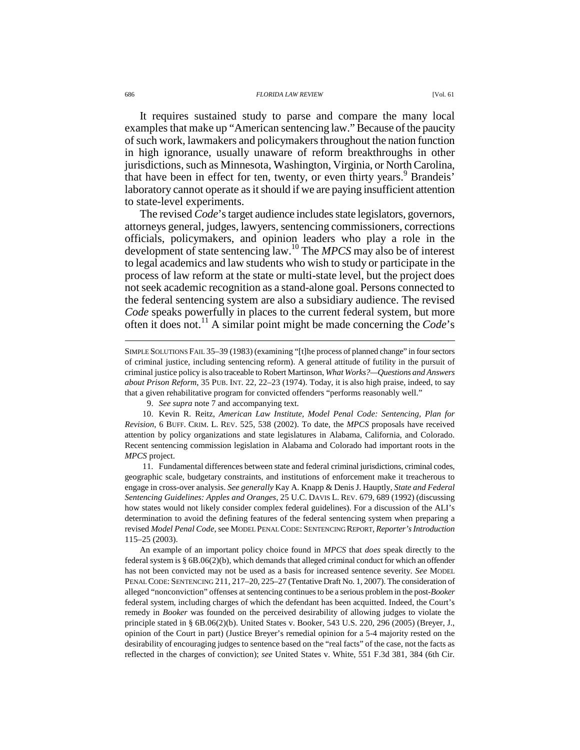It requires sustained study to parse and compare the many local examples that make up "American sentencing law." Because of the paucity of such work, lawmakers and policymakers throughout the nation function in high ignorance, usually unaware of reform breakthroughs in other jurisdictions, such as Minnesota, Washington, Virginia, or North Carolina, that have been in effect for ten, twenty, or even thirty years.[9] Brandeis' laboratory cannot operate as it should if we are paying insufficient attention to state-level experiments.

The revised *Code*'s target audience includes state legislators, governors, attorneys general, judges, lawyers, sentencing commissioners, corrections officials, policymakers, and opinion leaders who play a role in the development of state sentencing law.[10] The *MPCS* may also be of interest to legal academics and law students who wish to study or participate in the process of law reform at the state or multi-state level, but the project does not seek academic recognition as a stand-alone goal. Persons connected to the federal sentencing system are also a subsidiary audience. The revised *Code* speaks powerfully in places to the current federal system, but more often it does not.[11] A similar point might be made concerning the *Code*'s

---

SIMPLE SOLUTIONS FAIL 35–39 (1983) (examining "[t]he process of planned change" in four sectors of criminal justice, including sentencing reform). A general attitude of futility in the pursuit of criminal justice policy is also traceable to Robert Martinson, *What Works?—Questions and Answers about Prison Reform*, 35 PUB. INT. 22, 22–23 (1974). Today, it is also high praise, indeed, to say that a given rehabilitative program for convicted offenders "performs reasonably well."

9. *See supra* note 7 and accompanying text.

10. Kevin R. Reitz, *American Law Institute, Model Penal Code: Sentencing, Plan for Revision*, 6 BUFF. CRIM. L. REV. 525, 538 (2002). To date, the *MPCS* proposals have received attention by policy organizations and state legislatures in Alabama, California, and Colorado. Recent sentencing commission legislation in Alabama and Colorado had important roots in the *MPCS* project.

11. Fundamental differences between state and federal criminal jurisdictions, criminal codes, geographic scale, budgetary constraints, and institutions of enforcement make it treacherous to engage in cross-over analysis. *See generally* Kay A. Knapp & Denis J. Hauptly, *State and Federal Sentencing Guidelines: Apples and Oranges*, 25 U.C. DAVIS L. REV. 679, 689 (1992) (discussing how states would not likely consider complex federal guidelines). For a discussion of the ALI's determination to avoid the defining features of the federal sentencing system when preparing a revised *Model Penal Code*, see MODEL PENAL CODE: SENTENCING REPORT, *Reporter's Introduction* 115–25 (2003).

An example of an important policy choice found in *MPCS* that *does* speak directly to the federal system is § 6B.06(2)(b), which demands that alleged criminal conduct for which an offender has not been convicted may not be used as a basis for increased sentence severity. *See* MODEL PENAL CODE: SENTENCING 211, 217–20, 225–27 (Tentative Draft No. 1, 2007). The consideration of alleged "nonconviction" offenses at sentencing continues to be a serious problem in the post-*Booker* federal system, including charges of which the defendant has been acquitted. Indeed, the Court's remedy in *Booker* was founded on the perceived desirability of allowing judges to violate the principle stated in § 6B.06(2)(b). United States v. Booker, 543 U.S. 220, 296 (2005) (Breyer, J., opinion of the Court in part) (Justice Breyer's remedial opinion for a 5-4 majority rested on the desirability of encouraging judges to sentence based on the "real facts" of the case, not the facts as reflected in the charges of conviction); *see* United States v. White, 551 F.3d 381, 384 (6th Cir.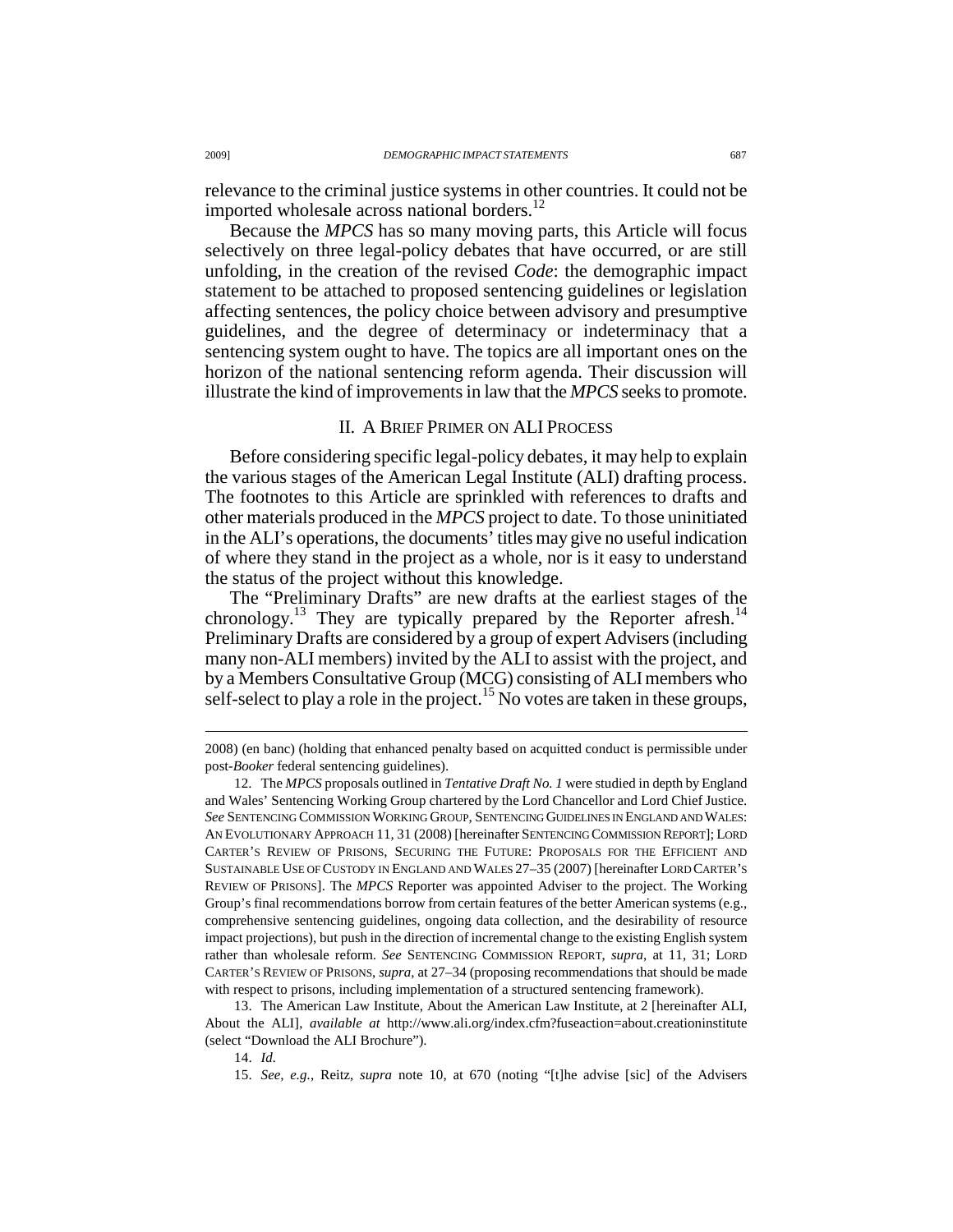relevance to the criminal justice systems in other countries. It could not be imported wholesale across national borders.[12]

Because the *MPCS* has so many moving parts, this Article will focus selectively on three legal-policy debates that have occurred, or are still unfolding, in the creation of the revised *Code*: the demographic impact statement to be attached to proposed sentencing guidelines or legislation affecting sentences, the policy choice between advisory and presumptive guidelines, and the degree of determinacy or indeterminacy that a sentencing system ought to have. The topics are all important ones on the horizon of the national sentencing reform agenda. Their discussion will illustrate the kind of improvements in law that the *MPCS* seeks to promote.

## II. A BRIEF PRIMER ON ALI PROCESS

Before considering specific legal-policy debates, it may help to explain the various stages of the American Legal Institute (ALI) drafting process. The footnotes to this Article are sprinkled with references to drafts and other materials produced in the *MPCS* project to date. To those uninitiated in the ALI's operations, the documents' titles may give no useful indication of where they stand in the project as a whole, nor is it easy to understand the status of the project without this knowledge.

The "Preliminary Drafts" are new drafts at the earliest stages of the chronology.[13] They are typically prepared by the Reporter afresh.[14] Preliminary Drafts are considered by a group of expert Advisers (including many non-ALI members) invited by the ALI to assist with the project, and by a Members Consultative Group (MCG) consisting of ALI members who self-select to play a role in the project.[15] No votes are taken in these groups,

---

2008) (en banc) (holding that enhanced penalty based on acquitted conduct is permissible under post-*Booker* federal sentencing guidelines).

12. The *MPCS* proposals outlined in *Tentative Draft No. 1* were studied in depth by England and Wales' Sentencing Working Group chartered by the Lord Chancellor and Lord Chief Justice. *See* SENTENCING COMMISSION WORKING GROUP, SENTENCING GUIDELINES IN ENGLAND AND WALES: AN EVOLUTIONARY APPROACH 11, 31 (2008) [hereinafter SENTENCING COMMISSION REPORT]; LORD CARTER'S REVIEW OF PRISONS, SECURING THE FUTURE: PROPOSALS FOR THE EFFICIENT AND SUSTAINABLE USE OF CUSTODY IN ENGLAND AND WALES 27–35 (2007) [hereinafter LORD CARTER'S REVIEW OF PRISONS]. The *MPCS* Reporter was appointed Adviser to the project. The Working Group's final recommendations borrow from certain features of the better American systems (e.g., comprehensive sentencing guidelines, ongoing data collection, and the desirability of resource impact projections), but push in the direction of incremental change to the existing English system rather than wholesale reform. *See* SENTENCING COMMISSION REPORT, *supra*, at 11, 31; LORD CARTER'S REVIEW OF PRISONS, *supra*, at 27–34 (proposing recommendations that should be made with respect to prisons, including implementation of a structured sentencing framework).

13. The American Law Institute, About the American Law Institute, at 2 [hereinafter ALI, About the ALI], *available at* http://www.ali.org/index.cfm?fuseaction=about.creationinstitute (select "Download the ALI Brochure").

14. *Id.*

15. *See, e.g.*, Reitz, *supra* note 10, at 670 (noting "[t]he advise [sic] of the Advisers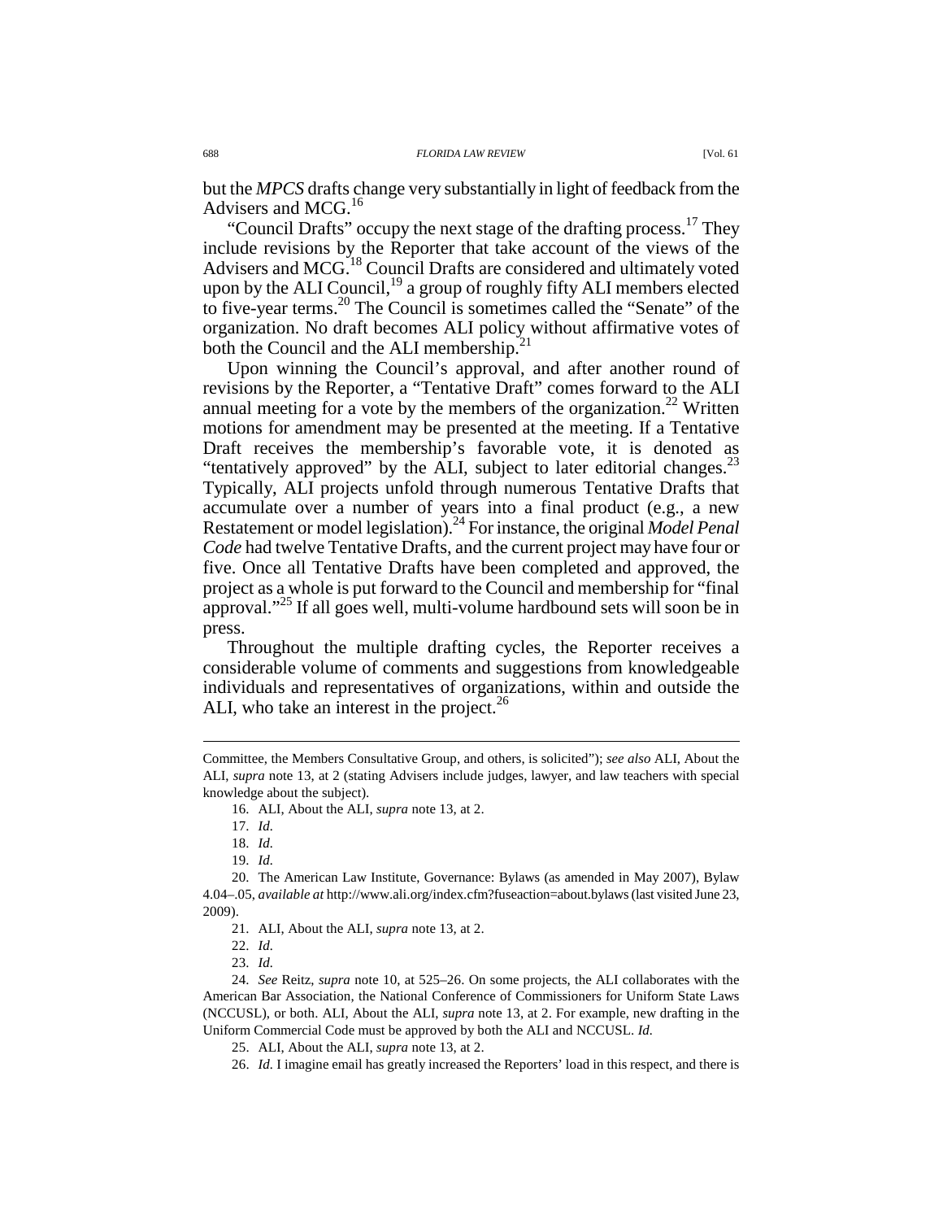but the *MPCS* drafts change very substantially in light of feedback from the Advisers and MCG.[16]

"Council Drafts" occupy the next stage of the drafting process.[17] They include revisions by the Reporter that take account of the views of the Advisers and MCG.[18] Council Drafts are considered and ultimately voted upon by the ALI Council,[19] a group of roughly fifty ALI members elected to five-year terms.[20] The Council is sometimes called the "Senate" of the organization. No draft becomes ALI policy without affirmative votes of both the Council and the ALI membership.[21]

Upon winning the Council's approval, and after another round of revisions by the Reporter, a "Tentative Draft" comes forward to the ALI annual meeting for a vote by the members of the organization.[22] Written motions for amendment may be presented at the meeting. If a Tentative Draft receives the membership's favorable vote, it is denoted as "tentatively approved" by the ALI, subject to later editorial changes.[23] Typically, ALI projects unfold through numerous Tentative Drafts that accumulate over a number of years into a final product (e.g., a new Restatement or model legislation).[24] For instance, the original *Model Penal Code* had twelve Tentative Drafts, and the current project may have four or five. Once all Tentative Drafts have been completed and approved, the project as a whole is put forward to the Council and membership for "final approval."[25] If all goes well, multi-volume hardbound sets will soon be in press.

Throughout the multiple drafting cycles, the Reporter receives a considerable volume of comments and suggestions from knowledgeable individuals and representatives of organizations, within and outside the ALI, who take an interest in the project.[26]

---

Committee, the Members Consultative Group, and others, is solicited"); *see also* ALI, About the ALI, *supra* note 13, at 2 (stating Advisers include judges, lawyer, and law teachers with special knowledge about the subject).

16. ALI, About the ALI, *supra* note 13, at 2.

17. *Id.*

18. *Id.*

19. *Id.*

20. The American Law Institute, Governance: Bylaws (as amended in May 2007), Bylaw 4.04–.05, *available at* http://www.ali.org/index.cfm?fuseaction=about.bylaws (last visited June 23, 2009).

21. ALI, About the ALI, *supra* note 13, at 2.

22. *Id.*

23. *Id.*

24. *See* Reitz, *supra* note 10, at 525–26. On some projects, the ALI collaborates with the American Bar Association, the National Conference of Commissioners for Uniform State Laws (NCCUSL), or both. ALI, About the ALI, *supra* note 13, at 2. For example, new drafting in the Uniform Commercial Code must be approved by both the ALI and NCCUSL. *Id.*

25. ALI, About the ALI, *supra* note 13, at 2.

26. *Id.* I imagine email has greatly increased the Reporters' load in this respect, and there is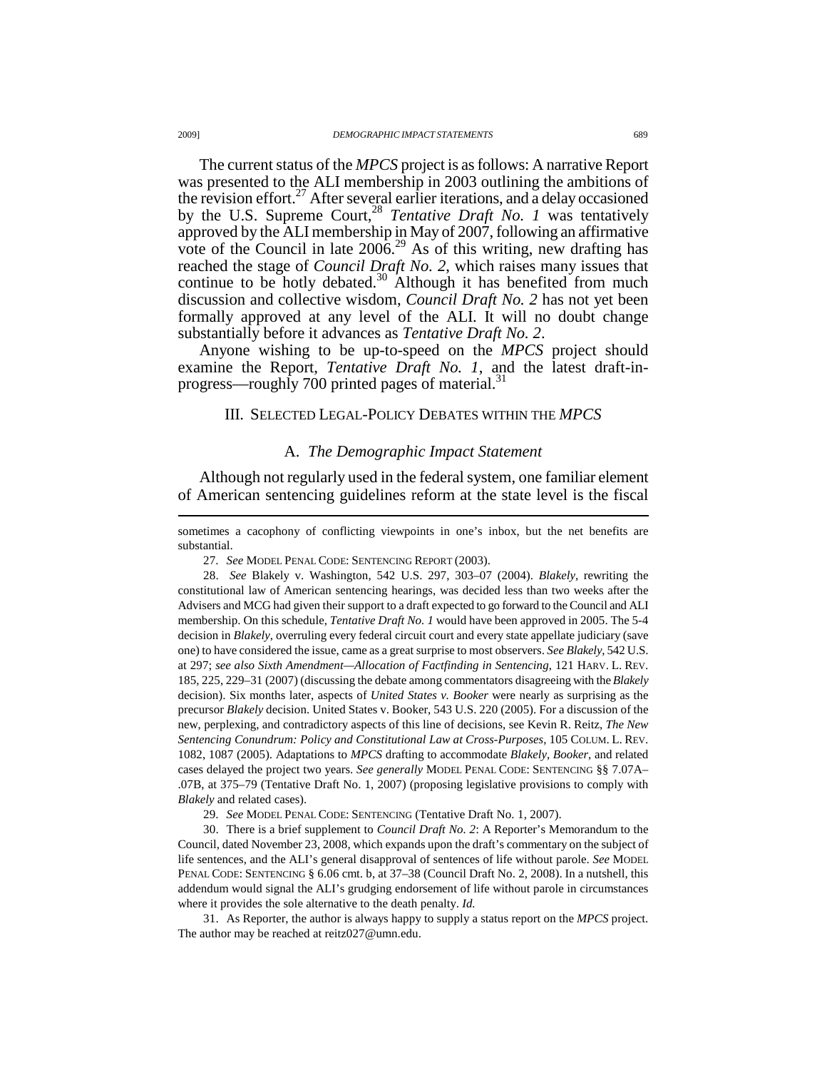The current status of the *MPCS* project is as follows: A narrative Report was presented to the ALI membership in 2003 outlining the ambitions of the revision effort.[27] After several earlier iterations, and a delay occasioned by the U.S. Supreme Court,[28] *Tentative Draft No. 1* was tentatively approved by the ALI membership in May of 2007, following an affirmative vote of the Council in late 2006.[29] As of this writing, new drafting has reached the stage of *Council Draft No. 2*, which raises many issues that continue to be hotly debated.[30] Although it has benefited from much discussion and collective wisdom, *Council Draft No. 2* has not yet been formally approved at any level of the ALI. It will no doubt change substantially before it advances as *Tentative Draft No. 2*.

Anyone wishing to be up-to-speed on the *MPCS* project should examine the Report, *Tentative Draft No. 1*, and the latest draft-in-progress—roughly 700 printed pages of material.[31]

## III. SELECTED LEGAL-POLICY DEBATES WITHIN THE *MPCS*

### A. *The Demographic Impact Statement*

Although not regularly used in the federal system, one familiar element of American sentencing guidelines reform at the state level is the fiscal

---

sometimes a cacophony of conflicting viewpoints in one's inbox, but the net benefits are substantial.

27. *See* MODEL PENAL CODE: SENTENCING REPORT (2003).

28. *See* Blakely v. Washington, 542 U.S. 297, 303–07 (2004). *Blakely*, rewriting the constitutional law of American sentencing hearings, was decided less than two weeks after the Advisers and MCG had given their support to a draft expected to go forward to the Council and ALI membership. On this schedule, *Tentative Draft No. 1* would have been approved in 2005. The 5-4 decision in *Blakely*, overruling every federal circuit court and every state appellate judiciary (save one) to have considered the issue, came as a great surprise to most observers. *See Blakely*, 542 U.S. at 297; *see also Sixth Amendment—Allocation of Factfinding in Sentencing*, 121 HARV. L. REV. 185, 225, 229–31 (2007) (discussing the debate among commentators disagreeing with the *Blakely* decision). Six months later, aspects of *United States v. Booker* were nearly as surprising as the precursor *Blakely* decision. United States v. Booker, 543 U.S. 220 (2005). For a discussion of the new, perplexing, and contradictory aspects of this line of decisions, see Kevin R. Reitz, *The New Sentencing Conundrum: Policy and Constitutional Law at Cross-Purposes*, 105 COLUM. L. REV. 1082, 1087 (2005). Adaptations to *MPCS* drafting to accommodate *Blakely*, *Booker*, and related cases delayed the project two years. *See generally* MODEL PENAL CODE: SENTENCING §§ 7.07A–.07B, at 375–79 (Tentative Draft No. 1, 2007) (proposing legislative provisions to comply with *Blakely* and related cases).

29. *See* MODEL PENAL CODE: SENTENCING (Tentative Draft No. 1, 2007).

30. There is a brief supplement to *Council Draft No. 2*: A Reporter's Memorandum to the Council, dated November 23, 2008, which expands upon the draft's commentary on the subject of life sentences, and the ALI's general disapproval of sentences of life without parole. *See* MODEL PENAL CODE: SENTENCING § 6.06 cmt. b, at 37–38 (Council Draft No. 2, 2008). In a nutshell, this addendum would signal the ALI's grudging endorsement of life without parole in circumstances where it provides the sole alternative to the death penalty. *Id.*

31. As Reporter, the author is always happy to supply a status report on the *MPCS* project. The author may be reached at reitz027@umn.edu.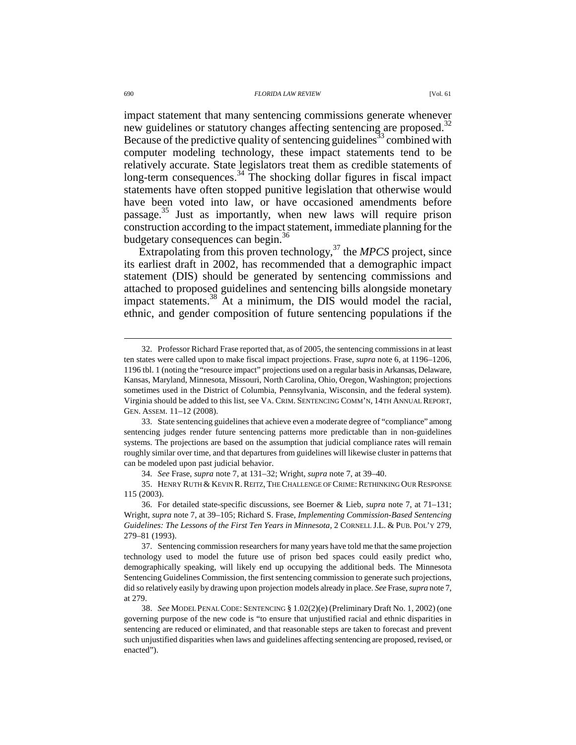impact statement that many sentencing commissions generate whenever new guidelines or statutory changes affecting sentencing are proposed.[32] Because of the predictive quality of sentencing guidelines[33] combined with computer modeling technology, these impact statements tend to be relatively accurate. State legislators treat them as credible statements of long-term consequences.[34] The shocking dollar figures in fiscal impact statements have often stopped punitive legislation that otherwise would have been voted into law, or have occasioned amendments before passage.[35] Just as importantly, when new laws will require prison construction according to the impact statement, immediate planning for the budgetary consequences can begin.[36]

Extrapolating from this proven technology,[37] the *MPCS* project, since its earliest draft in 2002, has recommended that a demographic impact statement (DIS) should be generated by sentencing commissions and attached to proposed guidelines and sentencing bills alongside monetary impact statements.[38] At a minimum, the DIS would model the racial, ethnic, and gender composition of future sentencing populations if the

---

32. Professor Richard Frase reported that, as of 2005, the sentencing commissions in at least ten states were called upon to make fiscal impact projections. Frase, *supra* note 6, at 1196–1206, 1196 tbl. 1 (noting the "resource impact" projections used on a regular basis in Arkansas, Delaware, Kansas, Maryland, Minnesota, Missouri, North Carolina, Ohio, Oregon, Washington; projections sometimes used in the District of Columbia, Pennsylvania, Wisconsin, and the federal system). Virginia should be added to this list, see VA. CRIM. SENTENCING COMM'N, 14TH ANNUAL REPORT, GEN. ASSEM. 11–12 (2008).

33. State sentencing guidelines that achieve even a moderate degree of "compliance" among sentencing judges render future sentencing patterns more predictable than in non-guidelines systems. The projections are based on the assumption that judicial compliance rates will remain roughly similar over time, and that departures from guidelines will likewise cluster in patterns that can be modeled upon past judicial behavior.

34. *See* Frase, *supra* note 7, at 131–32; Wright, *supra* note 7, at 39–40.

35. HENRY RUTH & KEVIN R. REITZ, THE CHALLENGE OF CRIME: RETHINKING OUR RESPONSE 115 (2003).

36. For detailed state-specific discussions, see Boerner & Lieb, *supra* note 7, at 71–131; Wright, *supra* note 7, at 39–105; Richard S. Frase, *Implementing Commission-Based Sentencing Guidelines: The Lessons of the First Ten Years in Minnesota*, 2 CORNELL J.L. & PUB. POL'Y 279, 279–81 (1993).

37. Sentencing commission researchers for many years have told me that the same projection technology used to model the future use of prison bed spaces could easily predict who, demographically speaking, will likely end up occupying the additional beds. The Minnesota Sentencing Guidelines Commission, the first sentencing commission to generate such projections, did so relatively easily by drawing upon projection models already in place. *See* Frase, *supra* note 7, at 279.

38. *See* MODEL PENAL CODE: SENTENCING § 1.02(2)(e) (Preliminary Draft No. 1, 2002) (one governing purpose of the new code is "to ensure that unjustified racial and ethnic disparities in sentencing are reduced or eliminated, and that reasonable steps are taken to forecast and prevent such unjustified disparities when laws and guidelines affecting sentencing are proposed, revised, or enacted").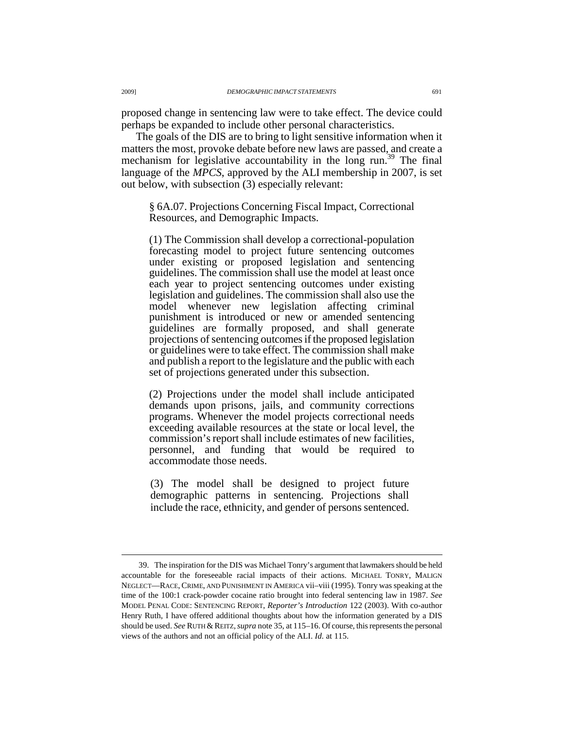proposed change in sentencing law were to take effect. The device could perhaps be expanded to include other personal characteristics.

The goals of the DIS are to bring to light sensitive information when it matters the most, provoke debate before new laws are passed, and create a mechanism for legislative accountability in the long run.[39] The final language of the *MPCS*, approved by the ALI membership in 2007, is set out below, with subsection (3) especially relevant:

> § 6A.07. Projections Concerning Fiscal Impact, Correctional Resources, and Demographic Impacts.
>
> (1) The Commission shall develop a correctional-population forecasting model to project future sentencing outcomes under existing or proposed legislation and sentencing guidelines. The commission shall use the model at least once each year to project sentencing outcomes under existing legislation and guidelines. The commission shall also use the model whenever new legislation affecting criminal punishment is introduced or new or amended sentencing guidelines are formally proposed, and shall generate projections of sentencing outcomes if the proposed legislation or guidelines were to take effect. The commission shall make and publish a report to the legislature and the public with each set of projections generated under this subsection.
>
> (2) Projections under the model shall include anticipated demands upon prisons, jails, and community corrections programs. Whenever the model projects correctional needs exceeding available resources at the state or local level, the commission's report shall include estimates of new facilities, personnel, and funding that would be required to accommodate those needs.
>
> (3) The model shall be designed to project future demographic patterns in sentencing. Projections shall include the race, ethnicity, and gender of persons sentenced.

---

39. The inspiration for the DIS was Michael Tonry's argument that lawmakers should be held accountable for the foreseeable racial impacts of their actions. MICHAEL TONRY, MALIGN NEGLECT—RACE, CRIME, AND PUNISHMENT IN AMERICA vii–viii (1995). Tonry was speaking at the time of the 100:1 crack-powder cocaine ratio brought into federal sentencing law in 1987. *See* MODEL PENAL CODE: SENTENCING REPORT, *Reporter's Introduction* 122 (2003). With co-author Henry Ruth, I have offered additional thoughts about how the information generated by a DIS should be used. *See* RUTH & REITZ, *supra* note 35, at 115–16. Of course, this represents the personal views of the authors and not an official policy of the ALI. *Id.* at 115.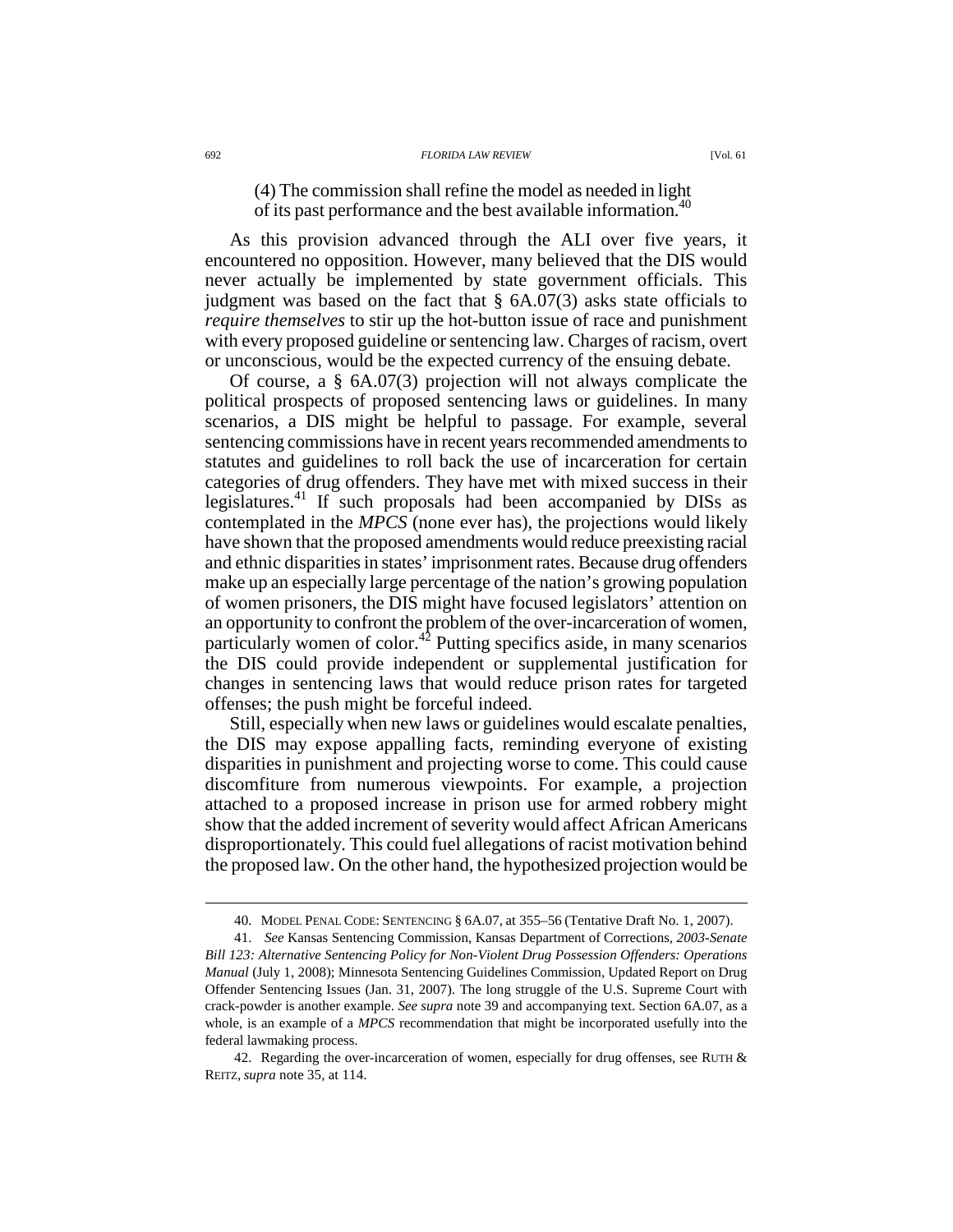> (4) The commission shall refine the model as needed in light of its past performance and the best available information.[40]

As this provision advanced through the ALI over five years, it encountered no opposition. However, many believed that the DIS would never actually be implemented by state government officials. This judgment was based on the fact that § 6A.07(3) asks state officials to *require themselves* to stir up the hot-button issue of race and punishment with every proposed guideline or sentencing law. Charges of racism, overt or unconscious, would be the expected currency of the ensuing debate.

Of course, a § 6A.07(3) projection will not always complicate the political prospects of proposed sentencing laws or guidelines. In many scenarios, a DIS might be helpful to passage. For example, several sentencing commissions have in recent years recommended amendments to statutes and guidelines to roll back the use of incarceration for certain categories of drug offenders. They have met with mixed success in their legislatures.[41] If such proposals had been accompanied by DISs as contemplated in the *MPCS* (none ever has), the projections would likely have shown that the proposed amendments would reduce preexisting racial and ethnic disparities in states' imprisonment rates. Because drug offenders make up an especially large percentage of the nation's growing population of women prisoners, the DIS might have focused legislators' attention on an opportunity to confront the problem of the over-incarceration of women, particularly women of color.[42] Putting specifics aside, in many scenarios the DIS could provide independent or supplemental justification for changes in sentencing laws that would reduce prison rates for targeted offenses; the push might be forceful indeed.

Still, especially when new laws or guidelines would escalate penalties, the DIS may expose appalling facts, reminding everyone of existing disparities in punishment and projecting worse to come. This could cause discomfiture from numerous viewpoints. For example, a projection attached to a proposed increase in prison use for armed robbery might show that the added increment of severity would affect African Americans disproportionately. This could fuel allegations of racist motivation behind the proposed law. On the other hand, the hypothesized projection would be

---

40. MODEL PENAL CODE: SENTENCING § 6A.07, at 355–56 (Tentative Draft No. 1, 2007).

41. *See* Kansas Sentencing Commission, Kansas Department of Corrections, *2003-Senate Bill 123: Alternative Sentencing Policy for Non-Violent Drug Possession Offenders: Operations Manual* (July 1, 2008); Minnesota Sentencing Guidelines Commission, Updated Report on Drug Offender Sentencing Issues (Jan. 31, 2007). The long struggle of the U.S. Supreme Court with crack-powder is another example. *See supra* note 39 and accompanying text. Section 6A.07, as a whole, is an example of a *MPCS* recommendation that might be incorporated usefully into the federal lawmaking process.

42. Regarding the over-incarceration of women, especially for drug offenses, see RUTH & REITZ, *supra* note 35, at 114.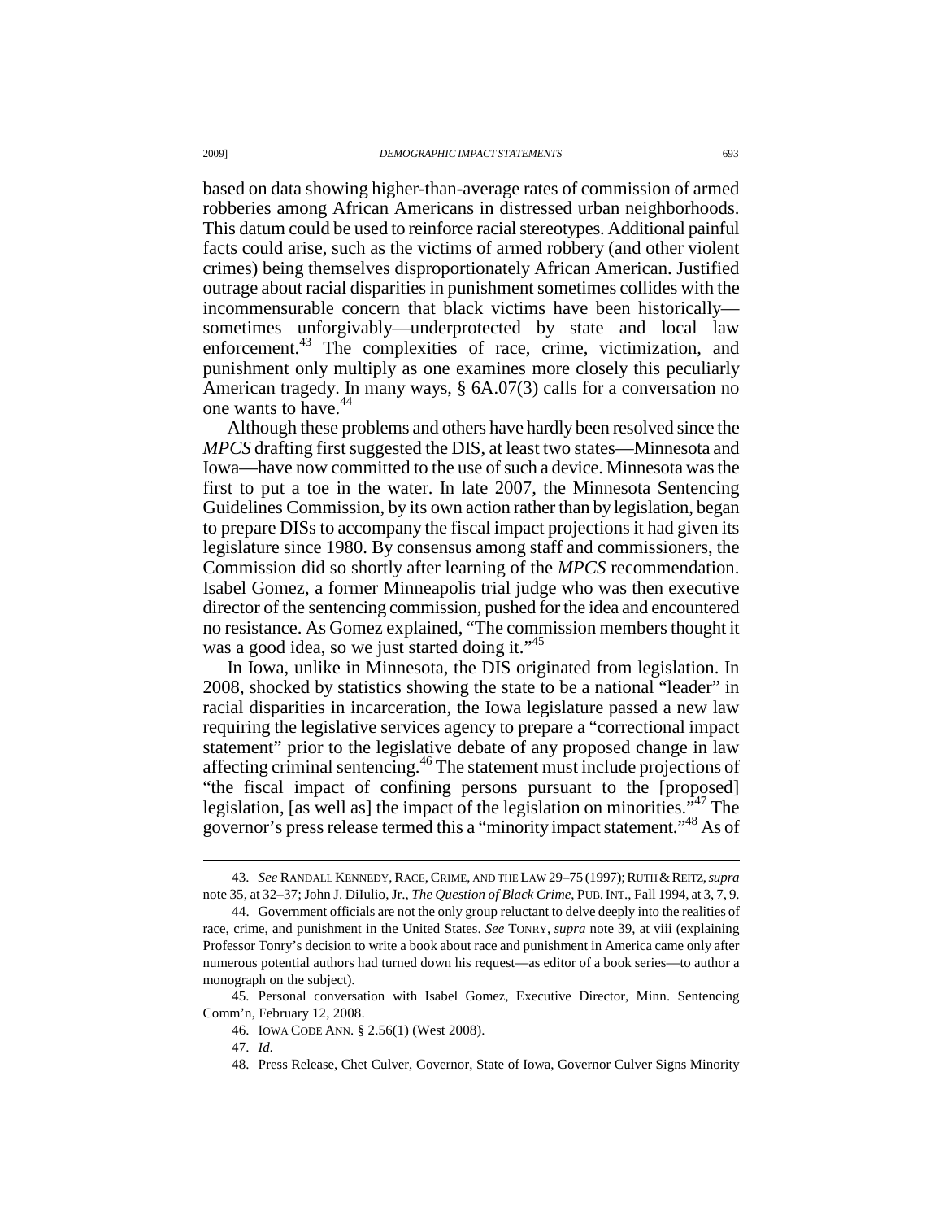based on data showing higher-than-average rates of commission of armed robberies among African Americans in distressed urban neighborhoods. This datum could be used to reinforce racial stereotypes. Additional painful facts could arise, such as the victims of armed robbery (and other violent crimes) being themselves disproportionately African American. Justified outrage about racial disparities in punishment sometimes collides with the incommensurable concern that black victims have been historically—sometimes unforgivably—underprotected by state and local law enforcement.[43] The complexities of race, crime, victimization, and punishment only multiply as one examines more closely this peculiarly American tragedy. In many ways, § 6A.07(3) calls for a conversation no one wants to have.[44]

Although these problems and others have hardly been resolved since the *MPCS* drafting first suggested the DIS, at least two states—Minnesota and Iowa—have now committed to the use of such a device. Minnesota was the first to put a toe in the water. In late 2007, the Minnesota Sentencing Guidelines Commission, by its own action rather than by legislation, began to prepare DISs to accompany the fiscal impact projections it had given its legislature since 1980. By consensus among staff and commissioners, the Commission did so shortly after learning of the *MPCS* recommendation. Isabel Gomez, a former Minneapolis trial judge who was then executive director of the sentencing commission, pushed for the idea and encountered no resistance. As Gomez explained, "The commission members thought it was a good idea, so we just started doing it."[45]

In Iowa, unlike in Minnesota, the DIS originated from legislation. In 2008, shocked by statistics showing the state to be a national "leader" in racial disparities in incarceration, the Iowa legislature passed a new law requiring the legislative services agency to prepare a "correctional impact statement" prior to the legislative debate of any proposed change in law affecting criminal sentencing.[46] The statement must include projections of "the fiscal impact of confining persons pursuant to the [proposed] legislation, [as well as] the impact of the legislation on minorities."[47] The governor's press release termed this a "minority impact statement."[48] As of

---

43. *See* RANDALL KENNEDY, RACE, CRIME, AND THE LAW 29–75 (1997); RUTH & REITZ, *supra* note 35, at 32–37; John J. DiIulio, Jr., *The Question of Black Crime*, PUB. INT., Fall 1994, at 3, 7, 9.

44. Government officials are not the only group reluctant to delve deeply into the realities of race, crime, and punishment in the United States. *See* TONRY, *supra* note 39, at viii (explaining Professor Tonry's decision to write a book about race and punishment in America came only after numerous potential authors had turned down his request—as editor of a book series—to author a monograph on the subject).

45. Personal conversation with Isabel Gomez, Executive Director, Minn. Sentencing Comm'n, February 12, 2008.

46. IOWA CODE ANN. § 2.56(1) (West 2008).

47. *Id.*

48. Press Release, Chet Culver, Governor, State of Iowa, Governor Culver Signs Minority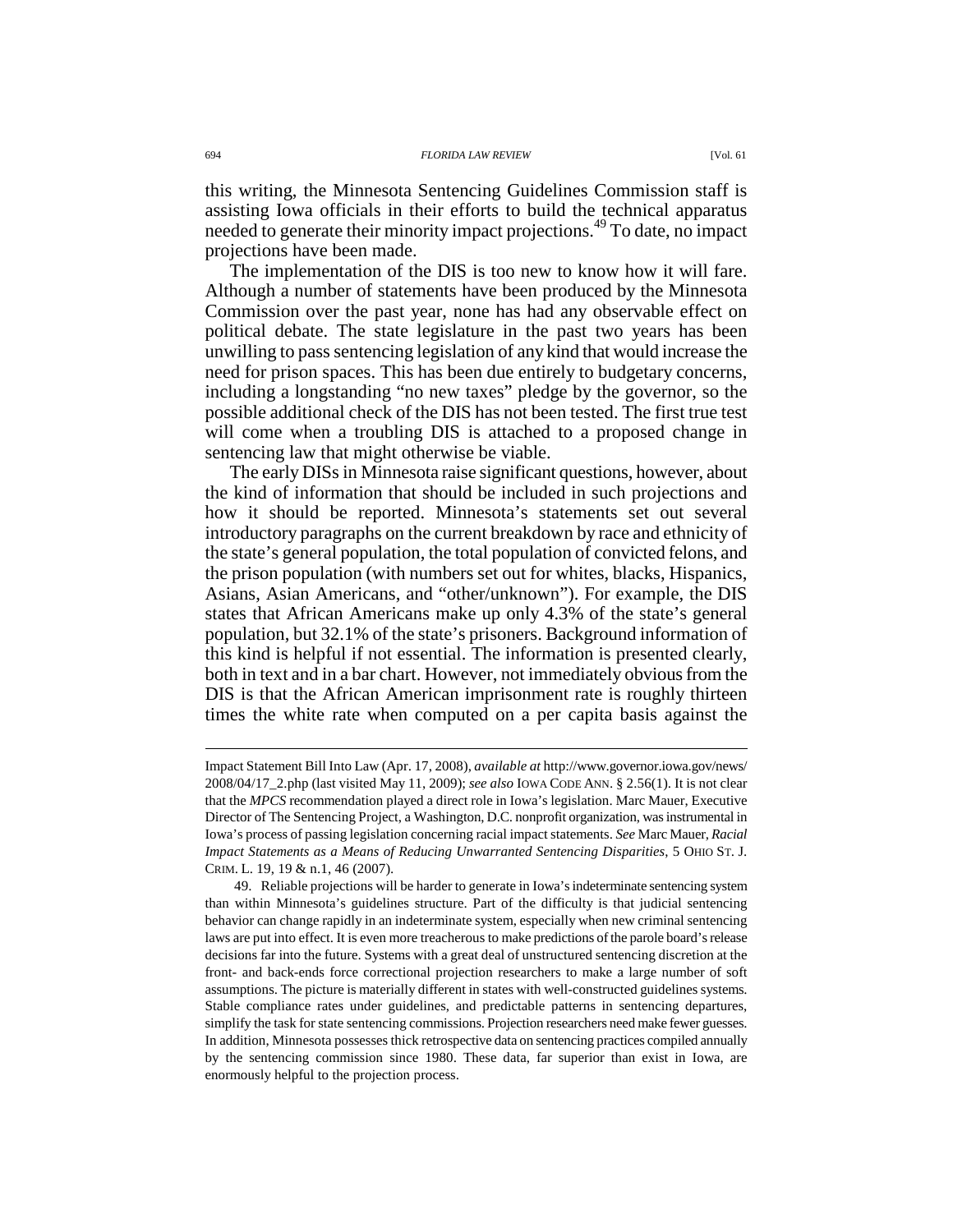this writing, the Minnesota Sentencing Guidelines Commission staff is assisting Iowa officials in their efforts to build the technical apparatus needed to generate their minority impact projections.[49] To date, no impact projections have been made.

The implementation of the DIS is too new to know how it will fare. Although a number of statements have been produced by the Minnesota Commission over the past year, none has had any observable effect on political debate. The state legislature in the past two years has been unwilling to pass sentencing legislation of any kind that would increase the need for prison spaces. This has been due entirely to budgetary concerns, including a longstanding "no new taxes" pledge by the governor, so the possible additional check of the DIS has not been tested. The first true test will come when a troubling DIS is attached to a proposed change in sentencing law that might otherwise be viable.

The early DISs in Minnesota raise significant questions, however, about the kind of information that should be included in such projections and how it should be reported. Minnesota's statements set out several introductory paragraphs on the current breakdown by race and ethnicity of the state's general population, the total population of convicted felons, and the prison population (with numbers set out for whites, blacks, Hispanics, Asians, Asian Americans, and "other/unknown"). For example, the DIS states that African Americans make up only 4.3% of the state's general population, but 32.1% of the state's prisoners. Background information of this kind is helpful if not essential. The information is presented clearly, both in text and in a bar chart. However, not immediately obvious from the DIS is that the African American imprisonment rate is roughly thirteen times the white rate when computed on a per capita basis against the

---

Impact Statement Bill Into Law (Apr. 17, 2008), *available at* http://www.governor.iowa.gov/news/2008/04/17_2.php (last visited May 11, 2009); *see also* IOWA CODE ANN. § 2.56(1). It is not clear that the *MPCS* recommendation played a direct role in Iowa's legislation. Marc Mauer, Executive Director of The Sentencing Project, a Washington, D.C. nonprofit organization, was instrumental in Iowa's process of passing legislation concerning racial impact statements. *See* Marc Mauer, *Racial Impact Statements as a Means of Reducing Unwarranted Sentencing Disparities*, 5 OHIO ST. J. CRIM. L. 19, 19 & n.1, 46 (2007).

49. Reliable projections will be harder to generate in Iowa's indeterminate sentencing system than within Minnesota's guidelines structure. Part of the difficulty is that judicial sentencing behavior can change rapidly in an indeterminate system, especially when new criminal sentencing laws are put into effect. It is even more treacherous to make predictions of the parole board's release decisions far into the future. Systems with a great deal of unstructured sentencing discretion at the front- and back-ends force correctional projection researchers to make a large number of soft assumptions. The picture is materially different in states with well-constructed guidelines systems. Stable compliance rates under guidelines, and predictable patterns in sentencing departures, simplify the task for state sentencing commissions. Projection researchers need make fewer guesses. In addition, Minnesota possesses thick retrospective data on sentencing practices compiled annually by the sentencing commission since 1980. These data, far superior than exist in Iowa, are enormously helpful to the projection process.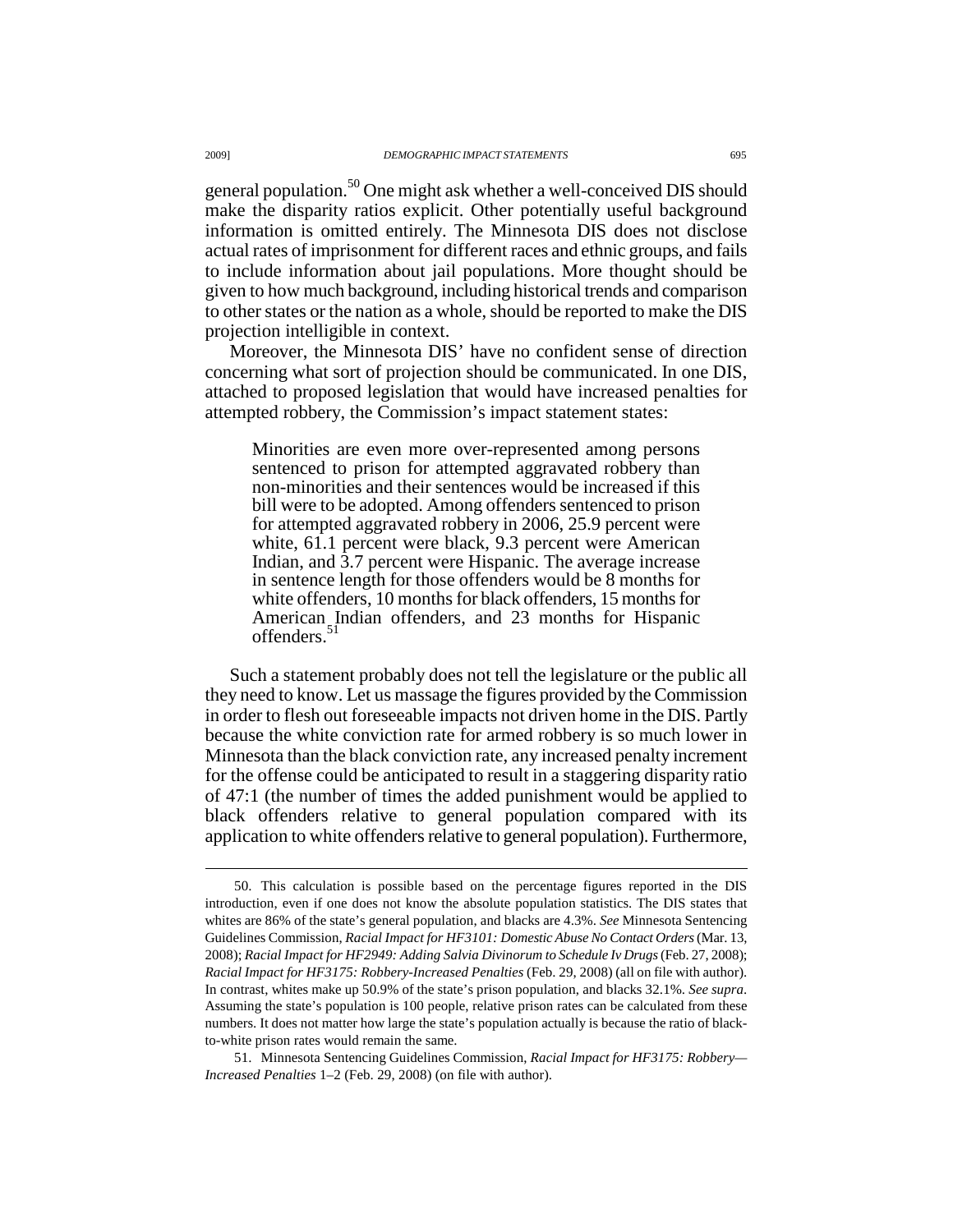general population.[50] One might ask whether a well-conceived DIS should make the disparity ratios explicit. Other potentially useful background information is omitted entirely. The Minnesota DIS does not disclose actual rates of imprisonment for different races and ethnic groups, and fails to include information about jail populations. More thought should be given to how much background, including historical trends and comparison to other states or the nation as a whole, should be reported to make the DIS projection intelligible in context.

Moreover, the Minnesota DIS' have no confident sense of direction concerning what sort of projection should be communicated. In one DIS, attached to proposed legislation that would have increased penalties for attempted robbery, the Commission's impact statement states:

> Minorities are even more over-represented among persons sentenced to prison for attempted aggravated robbery than non-minorities and their sentences would be increased if this bill were to be adopted. Among offenders sentenced to prison for attempted aggravated robbery in 2006, 25.9 percent were white, 61.1 percent were black, 9.3 percent were American Indian, and 3.7 percent were Hispanic. The average increase in sentence length for those offenders would be 8 months for white offenders, 10 months for black offenders, 15 months for American Indian offenders, and 23 months for Hispanic offenders.[51]

Such a statement probably does not tell the legislature or the public all they need to know. Let us massage the figures provided by the Commission in order to flesh out foreseeable impacts not driven home in the DIS. Partly because the white conviction rate for armed robbery is so much lower in Minnesota than the black conviction rate, any increased penalty increment for the offense could be anticipated to result in a staggering disparity ratio of 47:1 (the number of times the added punishment would be applied to black offenders relative to general population compared with its application to white offenders relative to general population). Furthermore,

---

50. This calculation is possible based on the percentage figures reported in the DIS introduction, even if one does not know the absolute population statistics. The DIS states that whites are 86% of the state's general population, and blacks are 4.3%. *See* Minnesota Sentencing Guidelines Commission, *Racial Impact for HF3101: Domestic Abuse No Contact Orders* (Mar. 13, 2008); *Racial Impact for HF2949: Adding Salvia Divinorum to Schedule Iv Drugs* (Feb. 27, 2008); *Racial Impact for HF3175: Robbery-Increased Penalties* (Feb. 29, 2008) (all on file with author). In contrast, whites make up 50.9% of the state's prison population, and blacks 32.1%. *See supra*. Assuming the state's population is 100 people, relative prison rates can be calculated from these numbers. It does not matter how large the state's population actually is because the ratio of black-to-white prison rates would remain the same.

51. Minnesota Sentencing Guidelines Commission, *Racial Impact for HF3175: Robbery—Increased Penalties* 1–2 (Feb. 29, 2008) (on file with author).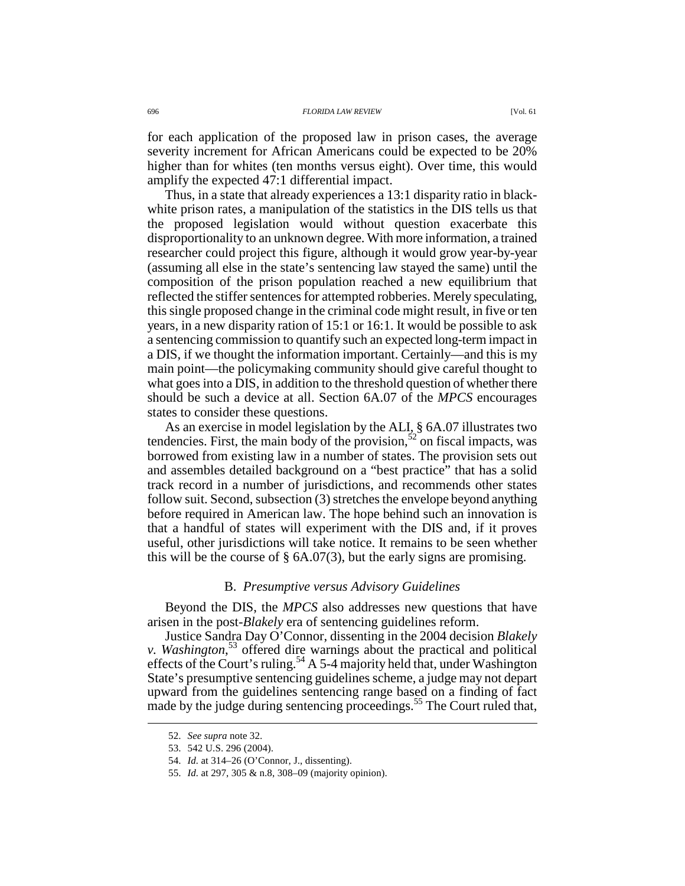for each application of the proposed law in prison cases, the average severity increment for African Americans could be expected to be 20% higher than for whites (ten months versus eight). Over time, this would amplify the expected 47:1 differential impact.

Thus, in a state that already experiences a 13:1 disparity ratio in black-white prison rates, a manipulation of the statistics in the DIS tells us that the proposed legislation would without question exacerbate this disproportionality to an unknown degree. With more information, a trained researcher could project this figure, although it would grow year-by-year (assuming all else in the state's sentencing law stayed the same) until the composition of the prison population reached a new equilibrium that reflected the stiffer sentences for attempted robberies. Merely speculating, this single proposed change in the criminal code might result, in five or ten years, in a new disparity ration of 15:1 or 16:1. It would be possible to ask a sentencing commission to quantify such an expected long-term impact in a DIS, if we thought the information important. Certainly—and this is my main point—the policymaking community should give careful thought to what goes into a DIS, in addition to the threshold question of whether there should be such a device at all. Section 6A.07 of the *MPCS* encourages states to consider these questions.

As an exercise in model legislation by the ALI, § 6A.07 illustrates two tendencies. First, the main body of the provision,[52] on fiscal impacts, was borrowed from existing law in a number of states. The provision sets out and assembles detailed background on a "best practice" that has a solid track record in a number of jurisdictions, and recommends other states follow suit. Second, subsection (3) stretches the envelope beyond anything before required in American law. The hope behind such an innovation is that a handful of states will experiment with the DIS and, if it proves useful, other jurisdictions will take notice. It remains to be seen whether this will be the course of § 6A.07(3), but the early signs are promising.

### B. *Presumptive versus Advisory Guidelines*

Beyond the DIS, the *MPCS* also addresses new questions that have arisen in the post-*Blakely* era of sentencing guidelines reform.

Justice Sandra Day O'Connor, dissenting in the 2004 decision *Blakely v. Washington*,[53] offered dire warnings about the practical and political effects of the Court's ruling.[54] A 5-4 majority held that, under Washington State's presumptive sentencing guidelines scheme, a judge may not depart upward from the guidelines sentencing range based on a finding of fact made by the judge during sentencing proceedings.[55] The Court ruled that,

---

52. *See supra* note 32.

53. 542 U.S. 296 (2004).

54. *Id.* at 314–26 (O'Connor, J., dissenting).

55. *Id.* at 297, 305 & n.8, 308–09 (majority opinion).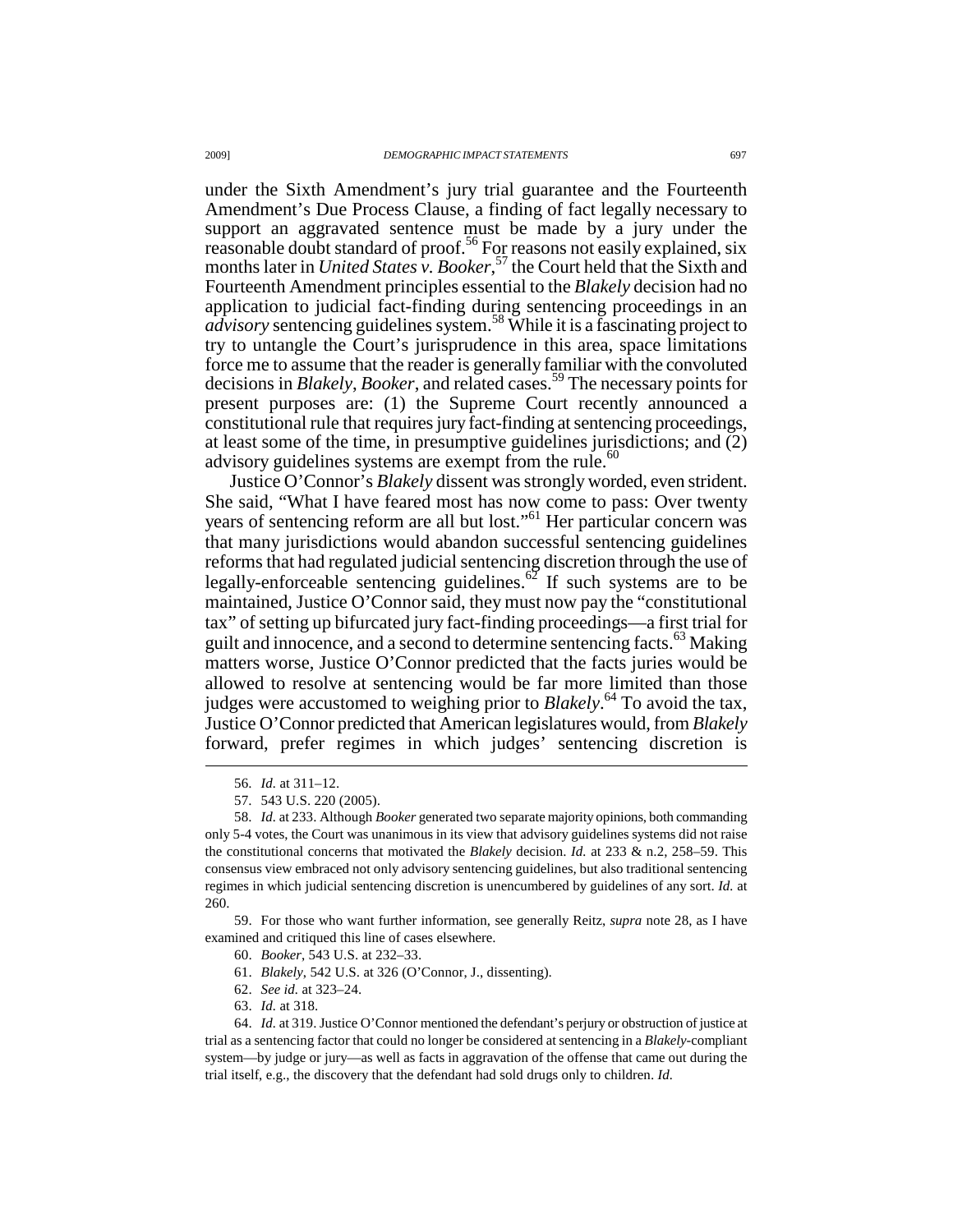under the Sixth Amendment's jury trial guarantee and the Fourteenth Amendment's Due Process Clause, a finding of fact legally necessary to support an aggravated sentence must be made by a jury under the reasonable doubt standard of proof.[56] For reasons not easily explained, six months later in *United States v. Booker*,[57] the Court held that the Sixth and Fourteenth Amendment principles essential to the *Blakely* decision had no application to judicial fact-finding during sentencing proceedings in an *advisory* sentencing guidelines system.[58] While it is a fascinating project to try to untangle the Court's jurisprudence in this area, space limitations force me to assume that the reader is generally familiar with the convoluted decisions in *Blakely*, *Booker*, and related cases.[59] The necessary points for present purposes are: (1) the Supreme Court recently announced a constitutional rule that requires jury fact-finding at sentencing proceedings, at least some of the time, in presumptive guidelines jurisdictions; and (2) advisory guidelines systems are exempt from the rule.[60]

Justice O'Connor's *Blakely* dissent was strongly worded, even strident. She said, "What I have feared most has now come to pass: Over twenty years of sentencing reform are all but lost."[61] Her particular concern was that many jurisdictions would abandon successful sentencing guidelines reforms that had regulated judicial sentencing discretion through the use of legally-enforceable sentencing guidelines.[62] If such systems are to be maintained, Justice O'Connor said, they must now pay the "constitutional tax" of setting up bifurcated jury fact-finding proceedings—a first trial for guilt and innocence, and a second to determine sentencing facts.[63] Making matters worse, Justice O'Connor predicted that the facts juries would be allowed to resolve at sentencing would be far more limited than those judges were accustomed to weighing prior to *Blakely*.[64] To avoid the tax, Justice O'Connor predicted that American legislatures would, from *Blakely* forward, prefer regimes in which judges' sentencing discretion is

---

56. *Id.* at 311–12.

57. 543 U.S. 220 (2005).

58. *Id.* at 233. Although *Booker* generated two separate majority opinions, both commanding only 5-4 votes, the Court was unanimous in its view that advisory guidelines systems did not raise the constitutional concerns that motivated the *Blakely* decision. *Id.* at 233 & n.2, 258–59. This consensus view embraced not only advisory sentencing guidelines, but also traditional sentencing regimes in which judicial sentencing discretion is unencumbered by guidelines of any sort. *Id.* at 260.

59. For those who want further information, see generally Reitz, *supra* note 28, as I have examined and critiqued this line of cases elsewhere.

60. *Booker*, 543 U.S. at 232–33.

61. *Blakely*, 542 U.S. at 326 (O'Connor, J., dissenting).

62. *See id.* at 323–24.

63. *Id.* at 318.

64. *Id.* at 319. Justice O'Connor mentioned the defendant's perjury or obstruction of justice at trial as a sentencing factor that could no longer be considered at sentencing in a *Blakely*-compliant system—by judge or jury—as well as facts in aggravation of the offense that came out during the trial itself, e.g., the discovery that the defendant had sold drugs only to children. *Id.*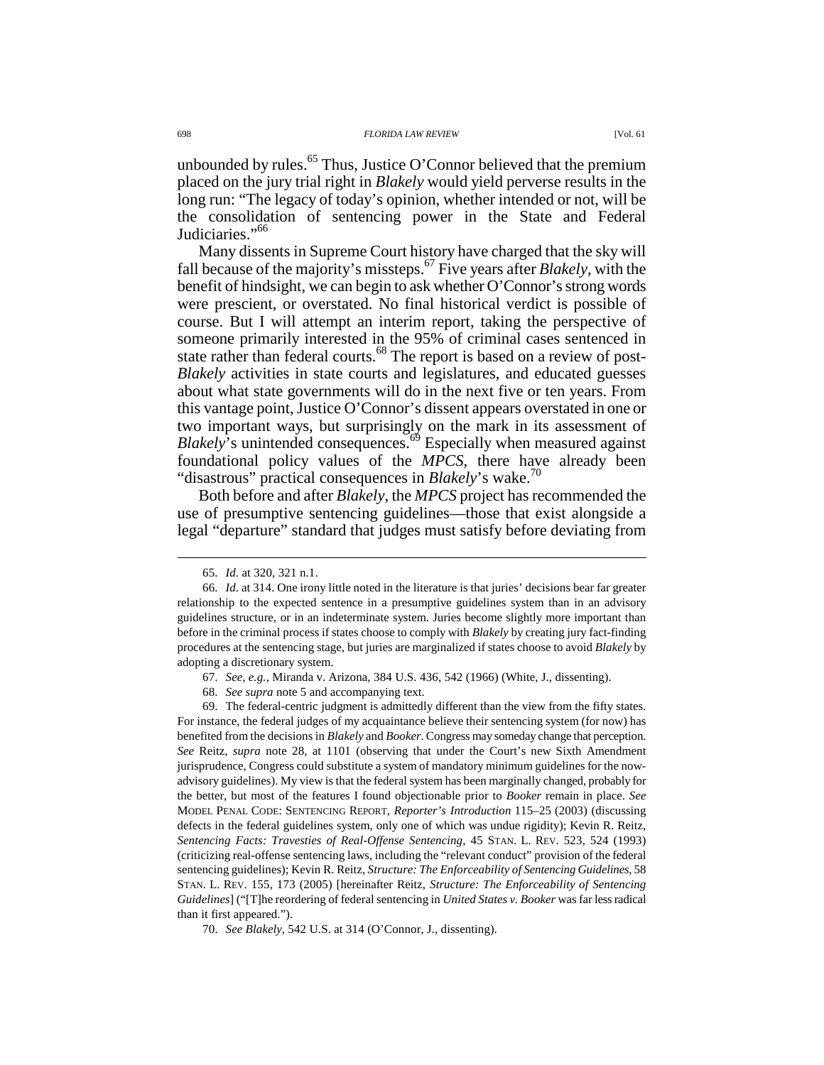unbounded by rules.[65] Thus, Justice O'Connor believed that the premium placed on the jury trial right in *Blakely* would yield perverse results in the long run: "The legacy of today's opinion, whether intended or not, will be the consolidation of sentencing power in the State and Federal Judiciaries."[66]

Many dissents in Supreme Court history have charged that the sky will fall because of the majority's missteps.[67] Five years after *Blakely*, with the benefit of hindsight, we can begin to ask whether O'Connor's strong words were prescient, or overstated. No final historical verdict is possible of course. But I will attempt an interim report, taking the perspective of someone primarily interested in the 95% of criminal cases sentenced in state rather than federal courts.[68] The report is based on a review of post-*Blakely* activities in state courts and legislatures, and educated guesses about what state governments will do in the next five or ten years. From this vantage point, Justice O'Connor's dissent appears overstated in one or two important ways, but surprisingly on the mark in its assessment of *Blakely*'s unintended consequences.[69] Especially when measured against foundational policy values of the *MPCS*, there have already been "disastrous" practical consequences in *Blakely*'s wake.[70]

Both before and after *Blakely*, the *MPCS* project has recommended the use of presumptive sentencing guidelines—those that exist alongside a legal "departure" standard that judges must satisfy before deviating from

---

65. *Id.* at 320, 321 n.1.

66. *Id.* at 314. One irony little noted in the literature is that juries' decisions bear far greater relationship to the expected sentence in a presumptive guidelines system than in an advisory guidelines structure, or in an indeterminate system. Juries become slightly more important than before in the criminal process if states choose to comply with *Blakely* by creating jury fact-finding procedures at the sentencing stage, but juries are marginalized if states choose to avoid *Blakely* by adopting a discretionary system.

67. *See, e.g.*, Miranda v. Arizona, 384 U.S. 436, 542 (1966) (White, J., dissenting).

68. *See supra* note 5 and accompanying text.

69. The federal-centric judgment is admittedly different than the view from the fifty states. For instance, the federal judges of my acquaintance believe their sentencing system (for now) has benefited from the decisions in *Blakely* and *Booker*. Congress may someday change that perception. *See* Reitz, *supra* note 28, at 1101 (observing that under the Court's new Sixth Amendment jurisprudence, Congress could substitute a system of mandatory minimum guidelines for the now-advisory guidelines). My view is that the federal system has been marginally changed, probably for the better, but most of the features I found objectionable prior to *Booker* remain in place. *See* MODEL PENAL CODE: SENTENCING REPORT, *Reporter's Introduction* 115–25 (2003) (discussing defects in the federal guidelines system, only one of which was undue rigidity); Kevin R. Reitz, *Sentencing Facts: Travesties of Real-Offense Sentencing*, 45 STAN. L. REV. 523, 524 (1993) (criticizing real-offense sentencing laws, including the "relevant conduct" provision of the federal sentencing guidelines); Kevin R. Reitz, *Structure: The Enforceability of Sentencing Guidelines*, 58 STAN. L. REV. 155, 173 (2005) [hereinafter Reitz, *Structure: The Enforceability of Sentencing Guidelines*] ("[T]he reordering of federal sentencing in *United States v. Booker* was far less radical than it first appeared.").

70. *See Blakely*, 542 U.S. at 314 (O'Connor, J., dissenting).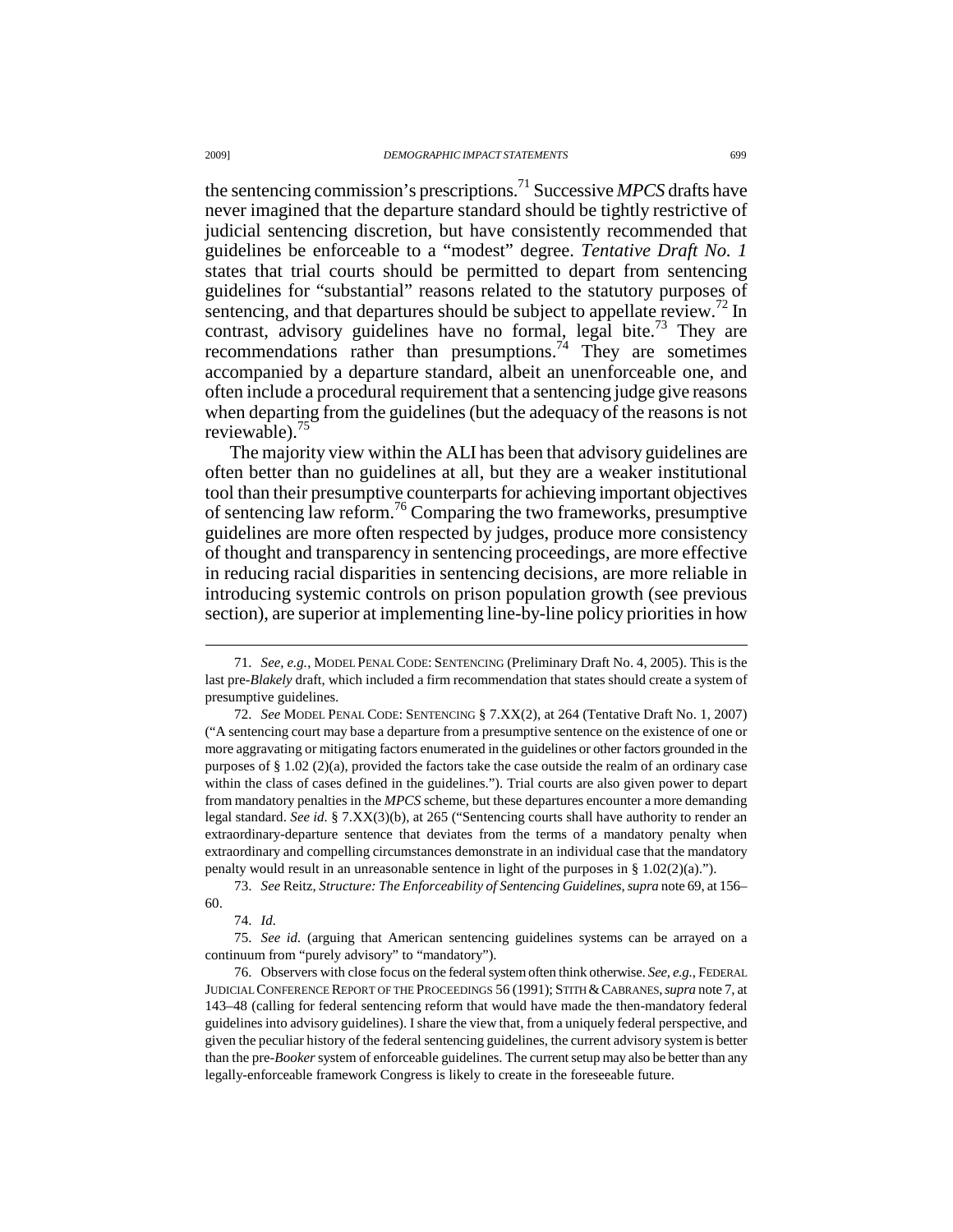the sentencing commission's prescriptions.[71] Successive *MPCS* drafts have never imagined that the departure standard should be tightly restrictive of judicial sentencing discretion, but have consistently recommended that guidelines be enforceable to a "modest" degree. *Tentative Draft No. 1* states that trial courts should be permitted to depart from sentencing guidelines for "substantial" reasons related to the statutory purposes of sentencing, and that departures should be subject to appellate review.[72] In contrast, advisory guidelines have no formal, legal bite.[73] They are recommendations rather than presumptions.[74] They are sometimes accompanied by a departure standard, albeit an unenforceable one, and often include a procedural requirement that a sentencing judge give reasons when departing from the guidelines (but the adequacy of the reasons is not reviewable).[75]

The majority view within the ALI has been that advisory guidelines are often better than no guidelines at all, but they are a weaker institutional tool than their presumptive counterparts for achieving important objectives of sentencing law reform.[76] Comparing the two frameworks, presumptive guidelines are more often respected by judges, produce more consistency of thought and transparency in sentencing proceedings, are more effective in reducing racial disparities in sentencing decisions, are more reliable in introducing systemic controls on prison population growth (see previous section), are superior at implementing line-by-line policy priorities in how

---

71. *See, e.g.*, MODEL PENAL CODE: SENTENCING (Preliminary Draft No. 4, 2005). This is the last pre-*Blakely* draft, which included a firm recommendation that states should create a system of presumptive guidelines.

72. *See* MODEL PENAL CODE: SENTENCING § 7.XX(2), at 264 (Tentative Draft No. 1, 2007) ("A sentencing court may base a departure from a presumptive sentence on the existence of one or more aggravating or mitigating factors enumerated in the guidelines or other factors grounded in the purposes of § 1.02 (2)(a), provided the factors take the case outside the realm of an ordinary case within the class of cases defined in the guidelines."). Trial courts are also given power to depart from mandatory penalties in the *MPCS* scheme, but these departures encounter a more demanding legal standard. *See id.* § 7.XX(3)(b), at 265 ("Sentencing courts shall have authority to render an extraordinary-departure sentence that deviates from the terms of a mandatory penalty when extraordinary and compelling circumstances demonstrate in an individual case that the mandatory penalty would result in an unreasonable sentence in light of the purposes in § 1.02(2)(a).").

73. *See* Reitz, *Structure: The Enforceability of Sentencing Guidelines*, *supra* note 69, at 156–60.

74. *Id.*

75. *See id.* (arguing that American sentencing guidelines systems can be arrayed on a continuum from "purely advisory" to "mandatory").

76. Observers with close focus on the federal system often think otherwise. *See, e.g.*, FEDERAL JUDICIAL CONFERENCE REPORT OF THE PROCEEDINGS 56 (1991); STITH & CABRANES, *supra* note 7, at 143–48 (calling for federal sentencing reform that would have made the then-mandatory federal guidelines into advisory guidelines). I share the view that, from a uniquely federal perspective, and given the peculiar history of the federal sentencing guidelines, the current advisory system is better than the pre-*Booker* system of enforceable guidelines. The current setup may also be better than any legally-enforceable framework Congress is likely to create in the foreseeable future.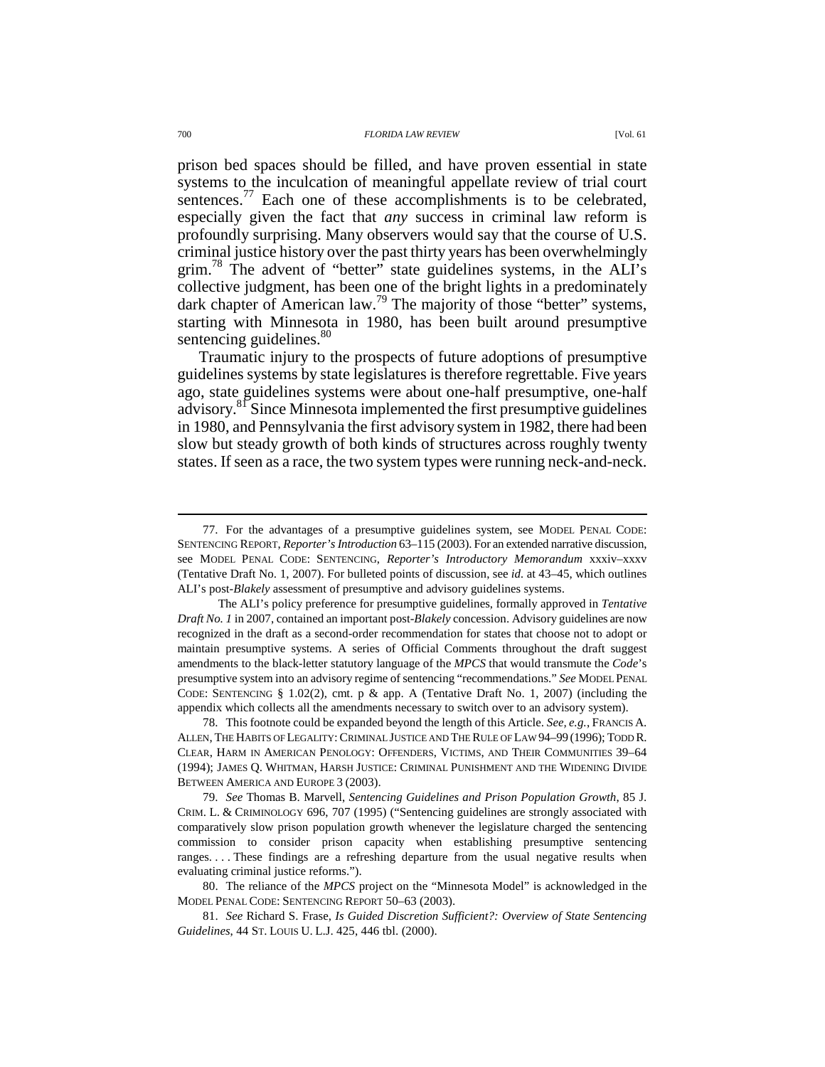prison bed spaces should be filled, and have proven essential in state systems to the inculcation of meaningful appellate review of trial court sentences.[77] Each one of these accomplishments is to be celebrated, especially given the fact that *any* success in criminal law reform is profoundly surprising. Many observers would say that the course of U.S. criminal justice history over the past thirty years has been overwhelmingly grim.[78] The advent of "better" state guidelines systems, in the ALI's collective judgment, has been one of the bright lights in a predominately dark chapter of American law.[79] The majority of those "better" systems, starting with Minnesota in 1980, has been built around presumptive sentencing guidelines.[80]

Traumatic injury to the prospects of future adoptions of presumptive guidelines systems by state legislatures is therefore regrettable. Five years ago, state guidelines systems were about one-half presumptive, one-half advisory.[81] Since Minnesota implemented the first presumptive guidelines in 1980, and Pennsylvania the first advisory system in 1982, there had been slow but steady growth of both kinds of structures across roughly twenty states. If seen as a race, the two system types were running neck-and-neck.

---

77. For the advantages of a presumptive guidelines system, see MODEL PENAL CODE: SENTENCING REPORT, *Reporter's Introduction* 63–115 (2003). For an extended narrative discussion, see MODEL PENAL CODE: SENTENCING, *Reporter's Introductory Memorandum* xxxiv–xxxv (Tentative Draft No. 1, 2007). For bulleted points of discussion, see *id.* at 43–45, which outlines ALI's post-*Blakely* assessment of presumptive and advisory guidelines systems.

The ALI's policy preference for presumptive guidelines, formally approved in *Tentative Draft No. 1* in 2007, contained an important post-*Blakely* concession. Advisory guidelines are now recognized in the draft as a second-order recommendation for states that choose not to adopt or maintain presumptive systems. A series of Official Comments throughout the draft suggest amendments to the black-letter statutory language of the *MPCS* that would transmute the *Code*'s presumptive system into an advisory regime of sentencing "recommendations." *See* MODEL PENAL CODE: SENTENCING § 1.02(2), cmt. p & app. A (Tentative Draft No. 1, 2007) (including the appendix which collects all the amendments necessary to switch over to an advisory system).

78. This footnote could be expanded beyond the length of this Article. *See, e.g.*, FRANCIS A. ALLEN, THE HABITS OF LEGALITY: CRIMINAL JUSTICE AND THE RULE OF LAW 94–99 (1996); TODD R. CLEAR, HARM IN AMERICAN PENOLOGY: OFFENDERS, VICTIMS, AND THEIR COMMUNITIES 39–64 (1994); JAMES Q. WHITMAN, HARSH JUSTICE: CRIMINAL PUNISHMENT AND THE WIDENING DIVIDE BETWEEN AMERICA AND EUROPE 3 (2003).

79. *See* Thomas B. Marvell, *Sentencing Guidelines and Prison Population Growth*, 85 J. CRIM. L. & CRIMINOLOGY 696, 707 (1995) ("Sentencing guidelines are strongly associated with comparatively slow prison population growth whenever the legislature charged the sentencing commission to consider prison capacity when establishing presumptive sentencing ranges. . . . These findings are a refreshing departure from the usual negative results when evaluating criminal justice reforms.").

80. The reliance of the *MPCS* project on the "Minnesota Model" is acknowledged in the MODEL PENAL CODE: SENTENCING REPORT 50–63 (2003).

81. *See* Richard S. Frase, *Is Guided Discretion Sufficient?: Overview of State Sentencing Guidelines*, 44 ST. LOUIS U. L.J. 425, 446 tbl. (2000).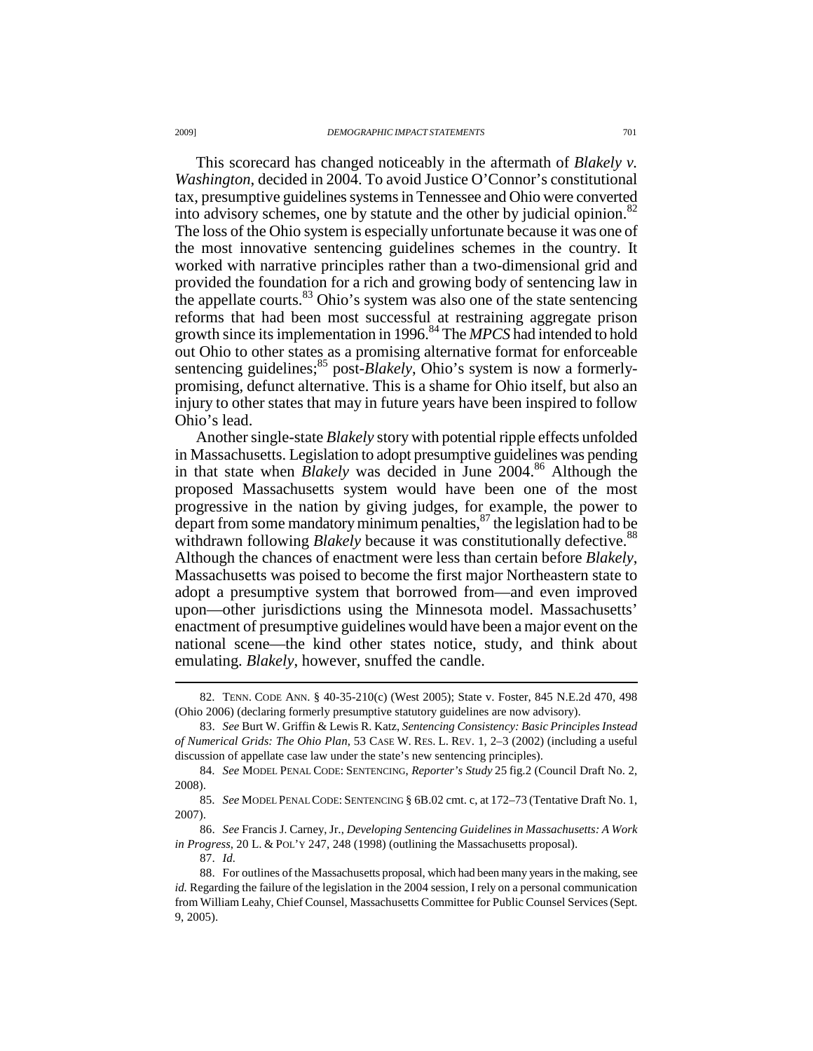This scorecard has changed noticeably in the aftermath of *Blakely v. Washington*, decided in 2004. To avoid Justice O'Connor's constitutional tax, presumptive guidelines systems in Tennessee and Ohio were converted into advisory schemes, one by statute and the other by judicial opinion.[82] The loss of the Ohio system is especially unfortunate because it was one of the most innovative sentencing guidelines schemes in the country. It worked with narrative principles rather than a two-dimensional grid and provided the foundation for a rich and growing body of sentencing law in the appellate courts.[83] Ohio's system was also one of the state sentencing reforms that had been most successful at restraining aggregate prison growth since its implementation in 1996.[84] The *MPCS* had intended to hold out Ohio to other states as a promising alternative format for enforceable sentencing guidelines;[85] post-*Blakely*, Ohio's system is now a formerly-promising, defunct alternative. This is a shame for Ohio itself, but also an injury to other states that may in future years have been inspired to follow Ohio's lead.

Another single-state *Blakely* story with potential ripple effects unfolded in Massachusetts. Legislation to adopt presumptive guidelines was pending in that state when *Blakely* was decided in June 2004.[86] Although the proposed Massachusetts system would have been one of the most progressive in the nation by giving judges, for example, the power to depart from some mandatory minimum penalties,[87] the legislation had to be withdrawn following *Blakely* because it was constitutionally defective.[88] Although the chances of enactment were less than certain before *Blakely*, Massachusetts was poised to become the first major Northeastern state to adopt a presumptive system that borrowed from—and even improved upon—other jurisdictions using the Minnesota model. Massachusetts' enactment of presumptive guidelines would have been a major event on the national scene—the kind other states notice, study, and think about emulating. *Blakely*, however, snuffed the candle.

---

82. TENN. CODE ANN. § 40-35-210(c) (West 2005); State v. Foster, 845 N.E.2d 470, 498 (Ohio 2006) (declaring formerly presumptive statutory guidelines are now advisory).

83. *See* Burt W. Griffin & Lewis R. Katz, *Sentencing Consistency: Basic Principles Instead of Numerical Grids: The Ohio Plan*, 53 CASE W. RES. L. REV. 1, 2–3 (2002) (including a useful discussion of appellate case law under the state's new sentencing principles).

84. *See* MODEL PENAL CODE: SENTENCING, *Reporter's Study* 25 fig.2 (Council Draft No. 2, 2008).

85. *See* MODEL PENAL CODE: SENTENCING § 6B.02 cmt. c, at 172–73 (Tentative Draft No. 1, 2007).

86. *See* Francis J. Carney, Jr., *Developing Sentencing Guidelines in Massachusetts: A Work in Progress*, 20 L. & POL'Y 247, 248 (1998) (outlining the Massachusetts proposal).

87. *Id.*

88. For outlines of the Massachusetts proposal, which had been many years in the making, see *id.* Regarding the failure of the legislation in the 2004 session, I rely on a personal communication from William Leahy, Chief Counsel, Massachusetts Committee for Public Counsel Services (Sept. 9, 2005).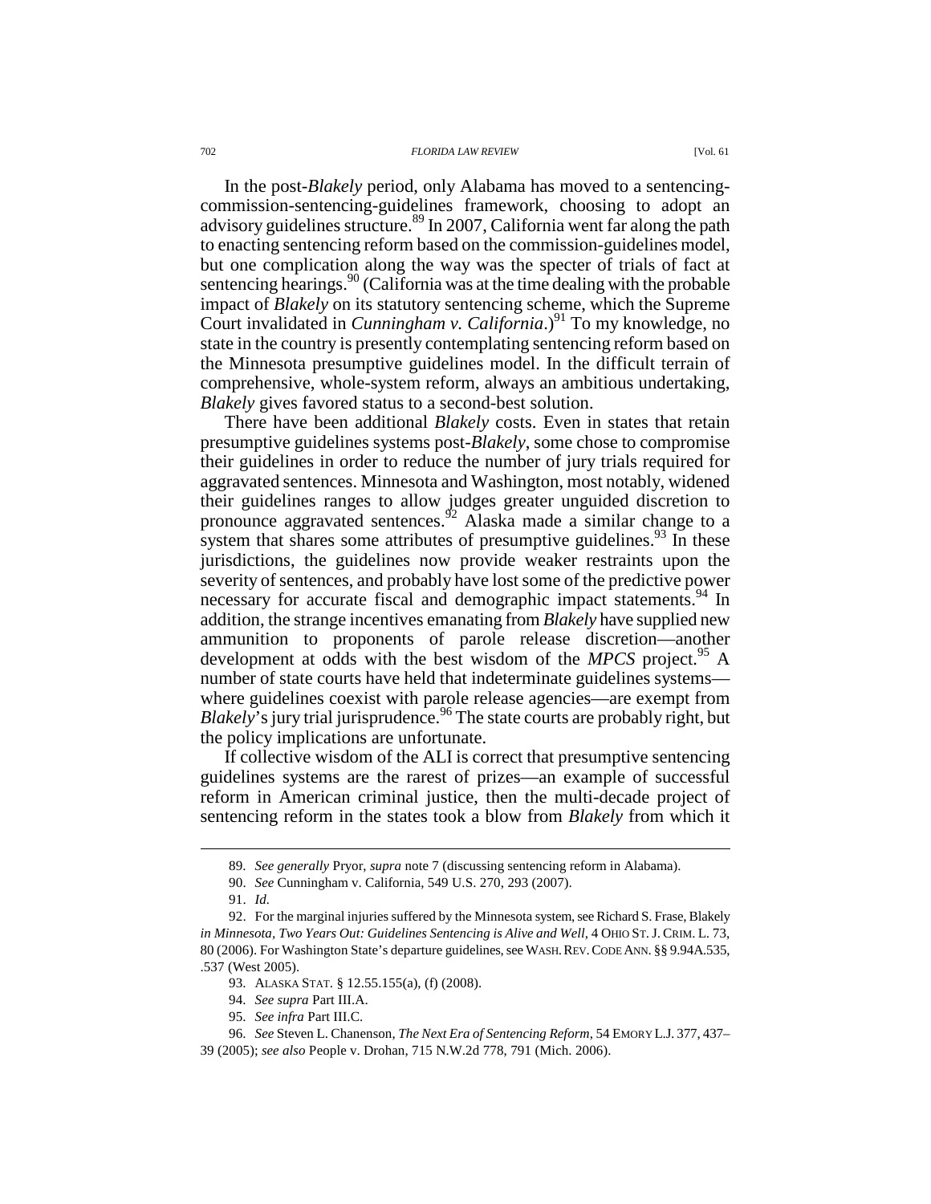In the post-*Blakely* period, only Alabama has moved to a sentencing-commission-sentencing-guidelines framework, choosing to adopt an advisory guidelines structure.[89] In 2007, California went far along the path to enacting sentencing reform based on the commission-guidelines model, but one complication along the way was the specter of trials of fact at sentencing hearings.[90] (California was at the time dealing with the probable impact of *Blakely* on its statutory sentencing scheme, which the Supreme Court invalidated in *Cunningham v. California*.)[91] To my knowledge, no state in the country is presently contemplating sentencing reform based on the Minnesota presumptive guidelines model. In the difficult terrain of comprehensive, whole-system reform, always an ambitious undertaking, *Blakely* gives favored status to a second-best solution.

There have been additional *Blakely* costs. Even in states that retain presumptive guidelines systems post-*Blakely*, some chose to compromise their guidelines in order to reduce the number of jury trials required for aggravated sentences. Minnesota and Washington, most notably, widened their guidelines ranges to allow judges greater unguided discretion to pronounce aggravated sentences.[92] Alaska made a similar change to a system that shares some attributes of presumptive guidelines.[93] In these jurisdictions, the guidelines now provide weaker restraints upon the severity of sentences, and probably have lost some of the predictive power necessary for accurate fiscal and demographic impact statements.[94] In addition, the strange incentives emanating from *Blakely* have supplied new ammunition to proponents of parole release discretion—another development at odds with the best wisdom of the *MPCS* project.[95] A number of state courts have held that indeterminate guidelines systems—where guidelines coexist with parole release agencies—are exempt from *Blakely*'s jury trial jurisprudence.[96] The state courts are probably right, but the policy implications are unfortunate.

If collective wisdom of the ALI is correct that presumptive sentencing guidelines systems are the rarest of prizes—an example of successful reform in American criminal justice, then the multi-decade project of sentencing reform in the states took a blow from *Blakely* from which it

---

89. *See generally* Pryor, *supra* note 7 (discussing sentencing reform in Alabama).

90. *See* Cunningham v. California, 549 U.S. 270, 293 (2007).

91. *Id.*

92. For the marginal injuries suffered by the Minnesota system, see Richard S. Frase, Blakely *in Minnesota, Two Years Out: Guidelines Sentencing is Alive and Well*, 4 OHIO ST. J. CRIM. L. 73, 80 (2006). For Washington State's departure guidelines, see WASH. REV. CODE ANN. §§ 9.94A.535, .537 (West 2005).

93. ALASKA STAT. § 12.55.155(a), (f) (2008).

94. *See supra* Part III.A.

95. *See infra* Part III.C.

96. *See* Steven L. Chanenson, *The Next Era of Sentencing Reform*, 54 EMORY L.J. 377, 437–39 (2005); *see also* People v. Drohan, 715 N.W.2d 778, 791 (Mich. 2006).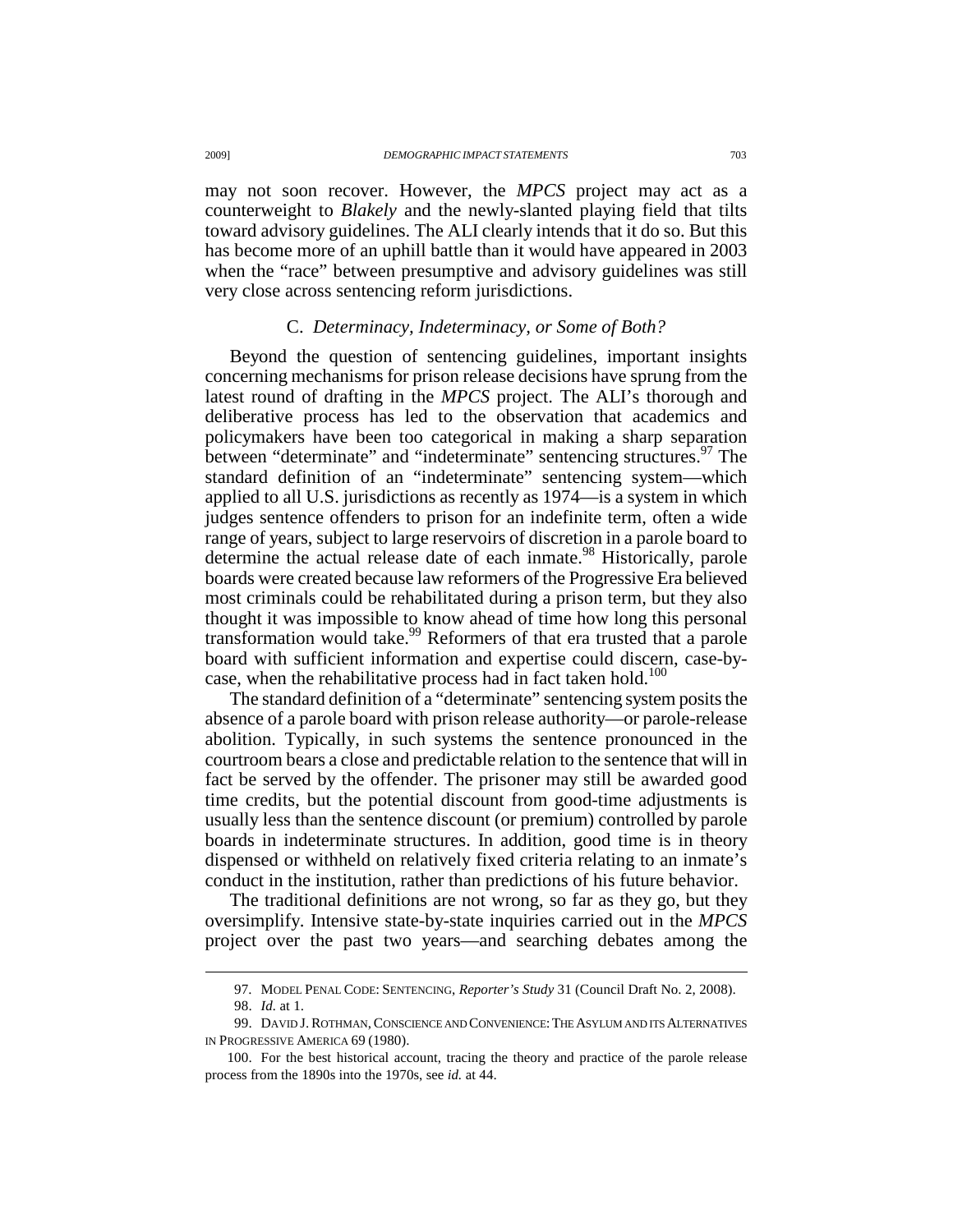may not soon recover. However, the *MPCS* project may act as a counterweight to *Blakely* and the newly-slanted playing field that tilts toward advisory guidelines. The ALI clearly intends that it do so. But this has become more of an uphill battle than it would have appeared in 2003 when the "race" between presumptive and advisory guidelines was still very close across sentencing reform jurisdictions.

### C. *Determinacy, Indeterminacy, or Some of Both?*

Beyond the question of sentencing guidelines, important insights concerning mechanisms for prison release decisions have sprung from the latest round of drafting in the *MPCS* project. The ALI's thorough and deliberative process has led to the observation that academics and policymakers have been too categorical in making a sharp separation between "determinate" and "indeterminate" sentencing structures.[97] The standard definition of an "indeterminate" sentencing system—which applied to all U.S. jurisdictions as recently as 1974—is a system in which judges sentence offenders to prison for an indefinite term, often a wide range of years, subject to large reservoirs of discretion in a parole board to determine the actual release date of each inmate.[98] Historically, parole boards were created because law reformers of the Progressive Era believed most criminals could be rehabilitated during a prison term, but they also thought it was impossible to know ahead of time how long this personal transformation would take.[99] Reformers of that era trusted that a parole board with sufficient information and expertise could discern, case-by-case, when the rehabilitative process had in fact taken hold.[100]

The standard definition of a "determinate" sentencing system posits the absence of a parole board with prison release authority—or parole-release abolition. Typically, in such systems the sentence pronounced in the courtroom bears a close and predictable relation to the sentence that will in fact be served by the offender. The prisoner may still be awarded good time credits, but the potential discount from good-time adjustments is usually less than the sentence discount (or premium) controlled by parole boards in indeterminate structures. In addition, good time is in theory dispensed or withheld on relatively fixed criteria relating to an inmate's conduct in the institution, rather than predictions of his future behavior.

The traditional definitions are not wrong, so far as they go, but they oversimplify. Intensive state-by-state inquiries carried out in the *MPCS* project over the past two years—and searching debates among the

---

97. MODEL PENAL CODE: SENTENCING, *Reporter's Study* 31 (Council Draft No. 2, 2008).

98. *Id.* at 1.

99. DAVID J. ROTHMAN, CONSCIENCE AND CONVENIENCE: THE ASYLUM AND ITS ALTERNATIVES IN PROGRESSIVE AMERICA 69 (1980).

100. For the best historical account, tracing the theory and practice of the parole release process from the 1890s into the 1970s, see *id.* at 44.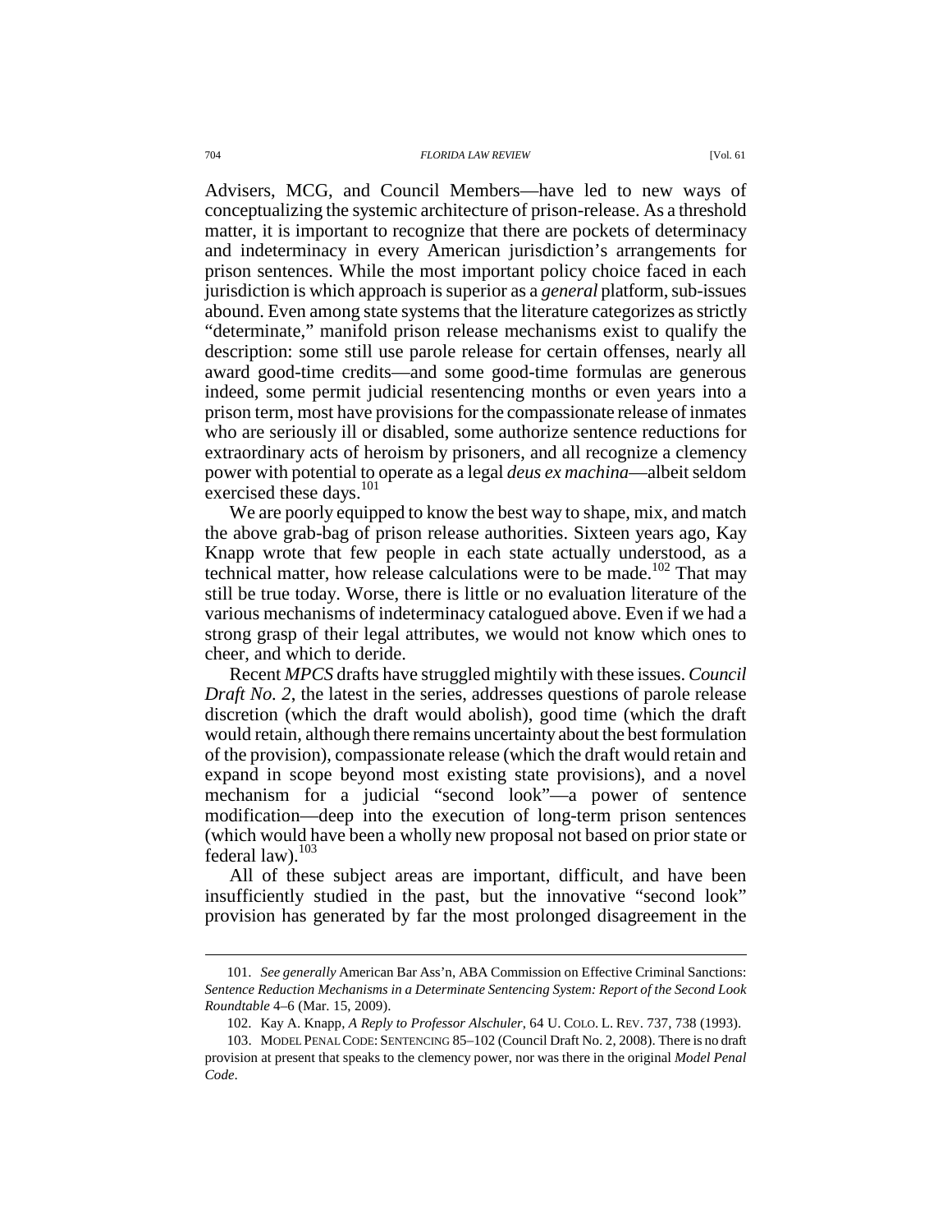Advisers, MCG, and Council Members—have led to new ways of conceptualizing the systemic architecture of prison-release. As a threshold matter, it is important to recognize that there are pockets of determinacy and indeterminacy in every American jurisdiction's arrangements for prison sentences. While the most important policy choice faced in each jurisdiction is which approach is superior as a *general* platform, sub-issues abound. Even among state systems that the literature categorizes as strictly "determinate," manifold prison release mechanisms exist to qualify the description: some still use parole release for certain offenses, nearly all award good-time credits—and some good-time formulas are generous indeed, some permit judicial resentencing months or even years into a prison term, most have provisions for the compassionate release of inmates who are seriously ill or disabled, some authorize sentence reductions for extraordinary acts of heroism by prisoners, and all recognize a clemency power with potential to operate as a legal *deus ex machina*—albeit seldom exercised these days.[101]

We are poorly equipped to know the best way to shape, mix, and match the above grab-bag of prison release authorities. Sixteen years ago, Kay Knapp wrote that few people in each state actually understood, as a technical matter, how release calculations were to be made.[102] That may still be true today. Worse, there is little or no evaluation literature of the various mechanisms of indeterminacy catalogued above. Even if we had a strong grasp of their legal attributes, we would not know which ones to cheer, and which to deride.

Recent *MPCS* drafts have struggled mightily with these issues. *Council Draft No. 2*, the latest in the series, addresses questions of parole release discretion (which the draft would abolish), good time (which the draft would retain, although there remains uncertainty about the best formulation of the provision), compassionate release (which the draft would retain and expand in scope beyond most existing state provisions), and a novel mechanism for a judicial "second look"—a power of sentence modification—deep into the execution of long-term prison sentences (which would have been a wholly new proposal not based on prior state or federal law).[103]

All of these subject areas are important, difficult, and have been insufficiently studied in the past, but the innovative "second look" provision has generated by far the most prolonged disagreement in the

---

101. *See generally* American Bar Ass'n, ABA Commission on Effective Criminal Sanctions: *Sentence Reduction Mechanisms in a Determinate Sentencing System: Report of the Second Look Roundtable* 4–6 (Mar. 15, 2009).

102. Kay A. Knapp, *A Reply to Professor Alschuler*, 64 U. COLO. L. REV. 737, 738 (1993).

103. MODEL PENAL CODE: SENTENCING 85–102 (Council Draft No. 2, 2008). There is no draft provision at present that speaks to the clemency power, nor was there in the original *Model Penal Code*.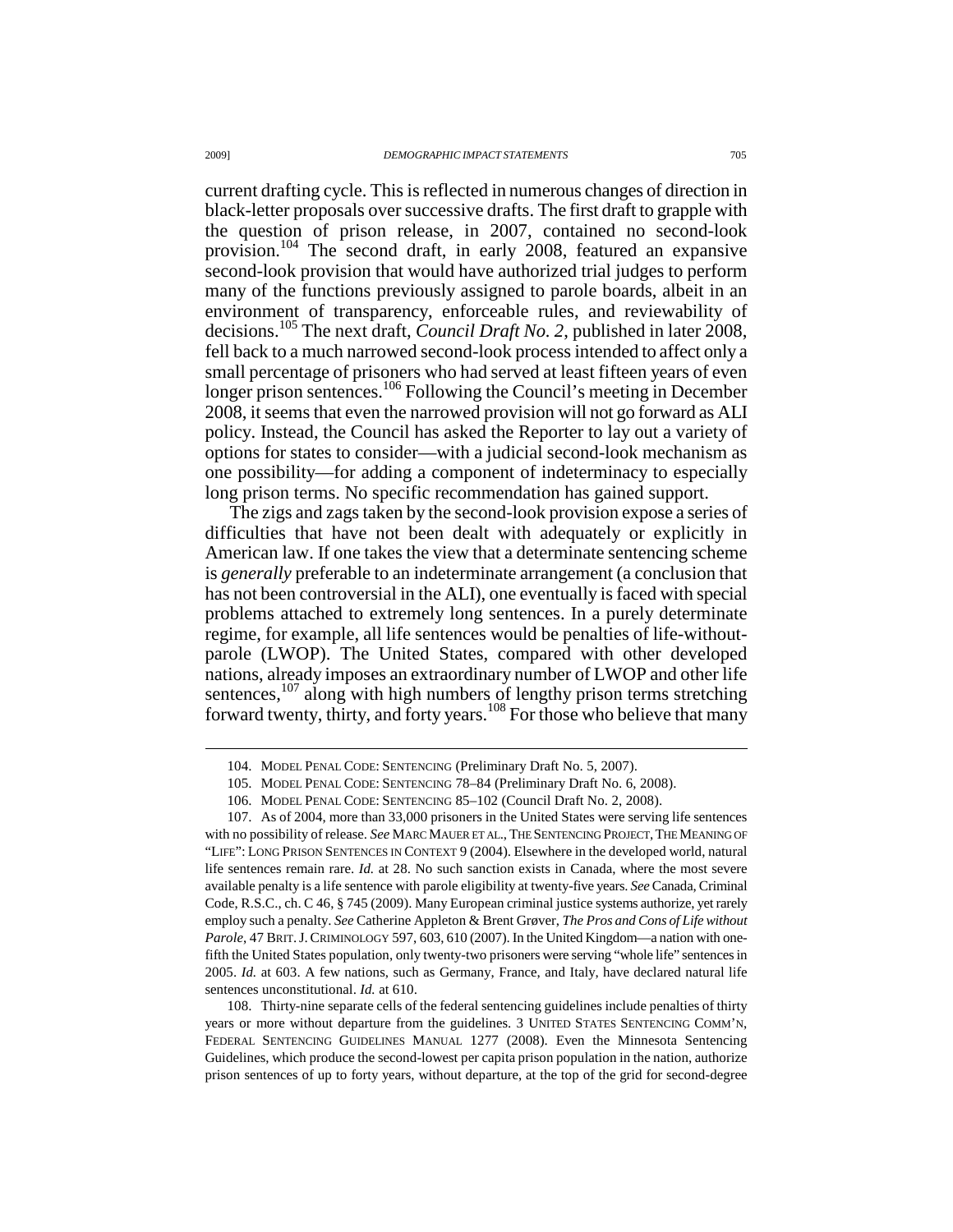current drafting cycle. This is reflected in numerous changes of direction in black-letter proposals over successive drafts. The first draft to grapple with the question of prison release, in 2007, contained no second-look provision.[104] The second draft, in early 2008, featured an expansive second-look provision that would have authorized trial judges to perform many of the functions previously assigned to parole boards, albeit in an environment of transparency, enforceable rules, and reviewability of decisions.[105] The next draft, *Council Draft No. 2*, published in later 2008, fell back to a much narrowed second-look process intended to affect only a small percentage of prisoners who had served at least fifteen years of even longer prison sentences.[106] Following the Council's meeting in December 2008, it seems that even the narrowed provision will not go forward as ALI policy. Instead, the Council has asked the Reporter to lay out a variety of options for states to consider—with a judicial second-look mechanism as one possibility—for adding a component of indeterminacy to especially long prison terms. No specific recommendation has gained support.

The zigs and zags taken by the second-look provision expose a series of difficulties that have not been dealt with adequately or explicitly in American law. If one takes the view that a determinate sentencing scheme is *generally* preferable to an indeterminate arrangement (a conclusion that has not been controversial in the ALI), one eventually is faced with special problems attached to extremely long sentences. In a purely determinate regime, for example, all life sentences would be penalties of life-without-parole (LWOP). The United States, compared with other developed nations, already imposes an extraordinary number of LWOP and other life sentences,[107] along with high numbers of lengthy prison terms stretching forward twenty, thirty, and forty years.[108] For those who believe that many

---

104. MODEL PENAL CODE: SENTENCING (Preliminary Draft No. 5, 2007).

105. MODEL PENAL CODE: SENTENCING 78–84 (Preliminary Draft No. 6, 2008).

106. MODEL PENAL CODE: SENTENCING 85–102 (Council Draft No. 2, 2008).

107. As of 2004, more than 33,000 prisoners in the United States were serving life sentences with no possibility of release. *See* MARC MAUER ET AL., THE SENTENCING PROJECT, THE MEANING OF "LIFE": LONG PRISON SENTENCES IN CONTEXT 9 (2004). Elsewhere in the developed world, natural life sentences remain rare. *Id.* at 28. No such sanction exists in Canada, where the most severe available penalty is a life sentence with parole eligibility at twenty-five years. *See* Canada, Criminal Code, R.S.C., ch. C 46, § 745 (2009). Many European criminal justice systems authorize, yet rarely employ such a penalty. *See* Catherine Appleton & Brent Grøver, *The Pros and Cons of Life without Parole*, 47 BRIT. J. CRIMINOLOGY 597, 603, 610 (2007). In the United Kingdom—a nation with one-fifth the United States population, only twenty-two prisoners were serving "whole life" sentences in 2005. *Id.* at 603. A few nations, such as Germany, France, and Italy, have declared natural life sentences unconstitutional. *Id.* at 610.

108. Thirty-nine separate cells of the federal sentencing guidelines include penalties of thirty years or more without departure from the guidelines. 3 UNITED STATES SENTENCING COMM'N, FEDERAL SENTENCING GUIDELINES MANUAL 1277 (2008). Even the Minnesota Sentencing Guidelines, which produce the second-lowest per capita prison population in the nation, authorize prison sentences of up to forty years, without departure, at the top of the grid for second-degree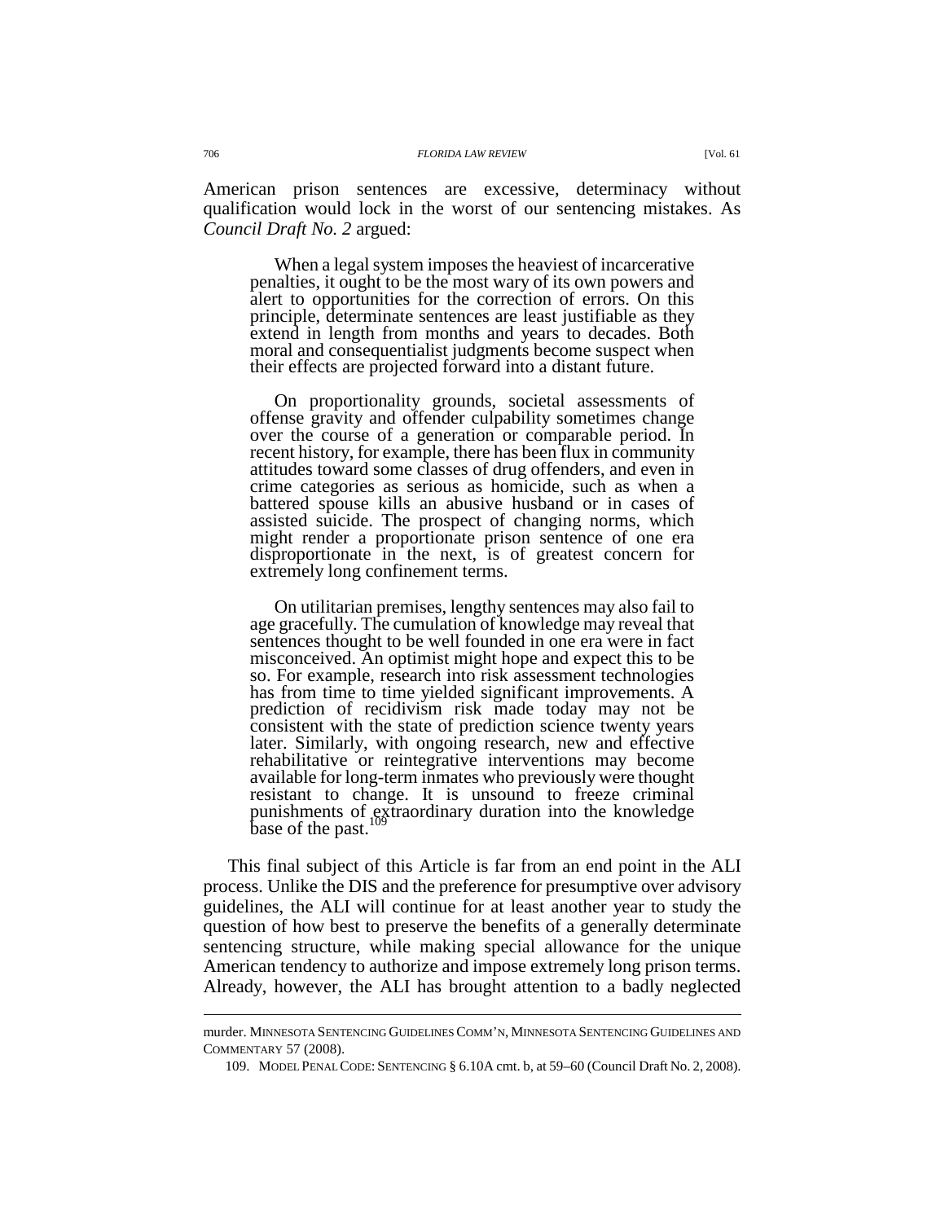American prison sentences are excessive, determinacy without qualification would lock in the worst of our sentencing mistakes. As *Council Draft No. 2* argued:

> When a legal system imposes the heaviest of incarcerative penalties, it ought to be the most wary of its own powers and alert to opportunities for the correction of errors. On this principle, determinate sentences are least justifiable as they extend in length from months and years to decades. Both moral and consequentialist judgments become suspect when their effects are projected forward into a distant future.
>
> On proportionality grounds, societal assessments of offense gravity and offender culpability sometimes change over the course of a generation or comparable period. In recent history, for example, there has been flux in community attitudes toward some classes of drug offenders, and even in crime categories as serious as homicide, such as when a battered spouse kills an abusive husband or in cases of assisted suicide. The prospect of changing norms, which might render a proportionate prison sentence of one era disproportionate in the next, is of greatest concern for extremely long confinement terms.
>
> On utilitarian premises, lengthy sentences may also fail to age gracefully. The cumulation of knowledge may reveal that sentences thought to be well founded in one era were in fact misconceived. An optimist might hope and expect this to be so. For example, research into risk assessment technologies has from time to time yielded significant improvements. A prediction of recidivism risk made today may not be consistent with the state of prediction science twenty years later. Similarly, with ongoing research, new and effective rehabilitative or reintegrative interventions may become available for long-term inmates who previously were thought resistant to change. It is unsound to freeze criminal punishments of extraordinary duration into the knowledge base of the past.[109]

This final subject of this Article is far from an end point in the ALI process. Unlike the DIS and the preference for presumptive over advisory guidelines, the ALI will continue for at least another year to study the question of how best to preserve the benefits of a generally determinate sentencing structure, while making special allowance for the unique American tendency to authorize and impose extremely long prison terms. Already, however, the ALI has brought attention to a badly neglected

---

murder. MINNESOTA SENTENCING GUIDELINES COMM'N, MINNESOTA SENTENCING GUIDELINES AND COMMENTARY 57 (2008).

109. MODEL PENAL CODE: SENTENCING § 6.10A cmt. b, at 59–60 (Council Draft No. 2, 2008).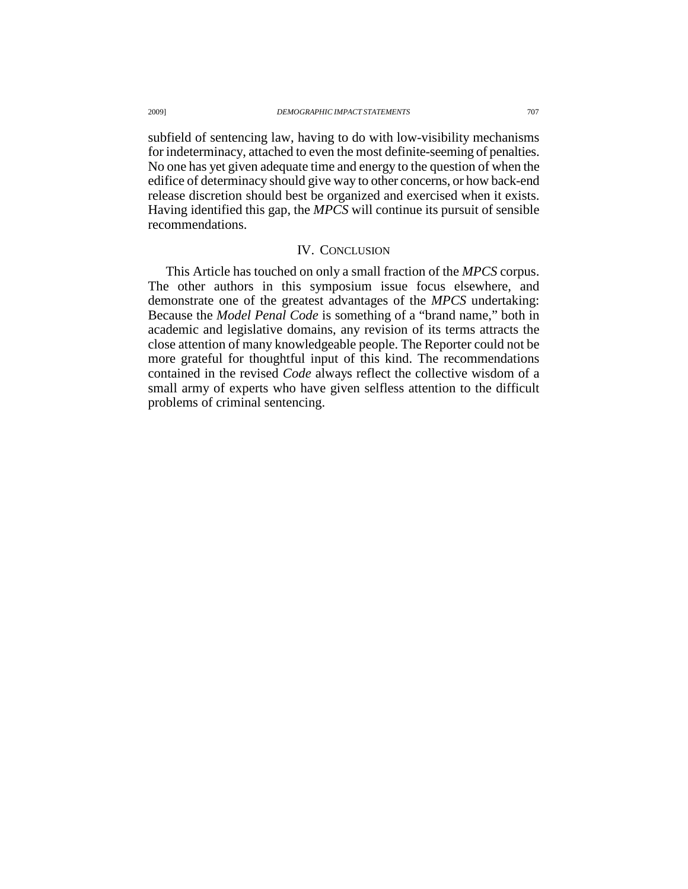subfield of sentencing law, having to do with low-visibility mechanisms for indeterminacy, attached to even the most definite-seeming of penalties. No one has yet given adequate time and energy to the question of when the edifice of determinacy should give way to other concerns, or how back-end release discretion should best be organized and exercised when it exists. Having identified this gap, the *MPCS* will continue its pursuit of sensible recommendations.

## IV. CONCLUSION

This Article has touched on only a small fraction of the *MPCS* corpus. The other authors in this symposium issue focus elsewhere, and demonstrate one of the greatest advantages of the *MPCS* undertaking: Because the *Model Penal Code* is something of a "brand name," both in academic and legislative domains, any revision of its terms attracts the close attention of many knowledgeable people. The Reporter could not be more grateful for thoughtful input of this kind. The recommendations contained in the revised *Code* always reflect the collective wisdom of a small army of experts who have given selfless attention to the difficult problems of criminal sentencing.